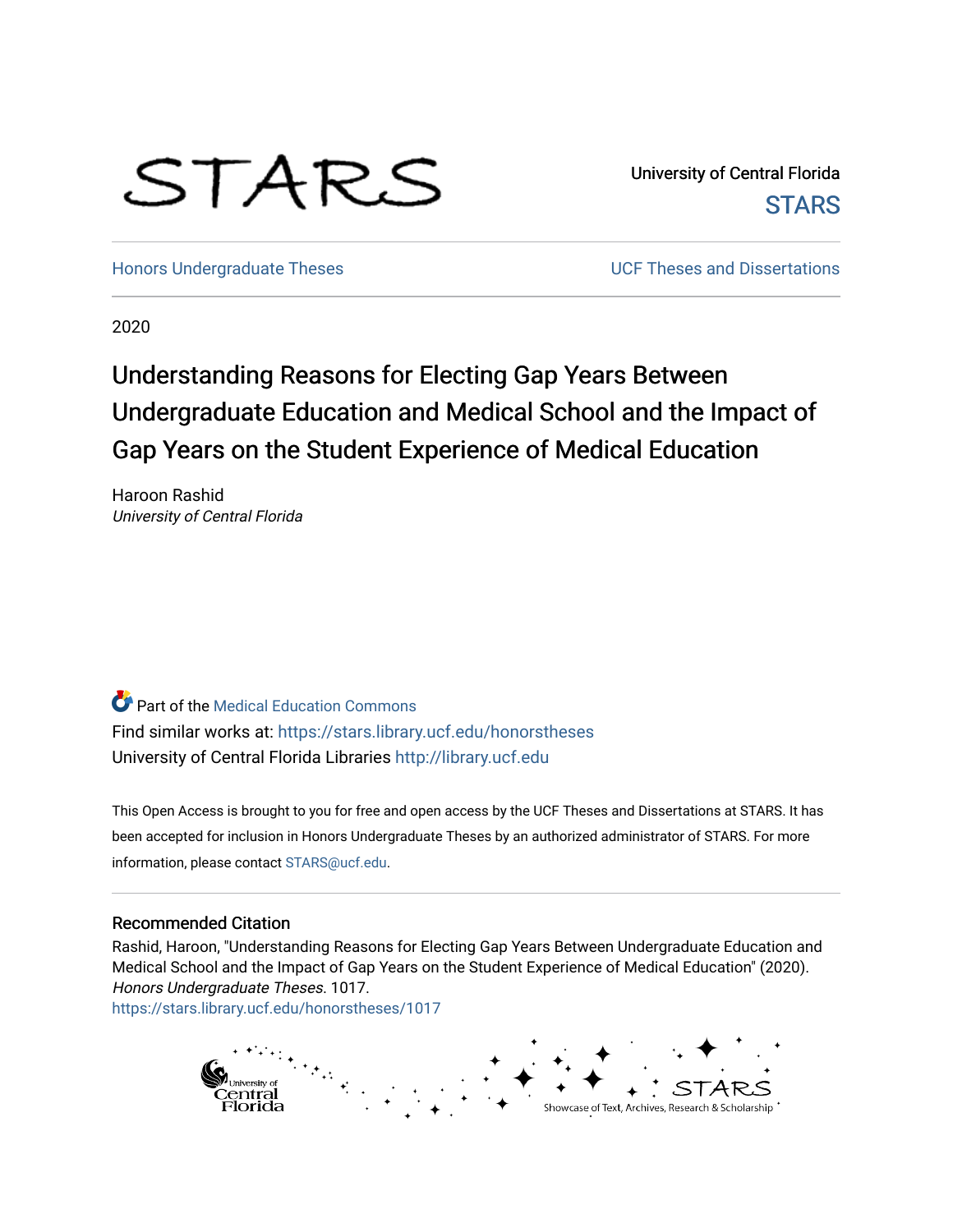STARS

University of Central Florida
STARS

Honors Undergraduate Theses | UCF Theses and Dissertations

2020

# Understanding Reasons for Electing Gap Years Between Undergraduate Education and Medical School and the Impact of Gap Years on the Student Experience of Medical Education

Haroon Rashid
*University of Central Florida*

Part of the Medical Education Commons
Find similar works at: https://stars.library.ucf.edu/honorstheses
University of Central Florida Libraries http://library.ucf.edu

This Open Access is brought to you for free and open access by the UCF Theses and Dissertations at STARS. It has been accepted for inclusion in Honors Undergraduate Theses by an authorized administrator of STARS. For more information, please contact STARS@ucf.edu.

## Recommended Citation

Rashid, Haroon, "Understanding Reasons for Electing Gap Years Between Undergraduate Education and Medical School and the Impact of Gap Years on the Student Experience of Medical Education" (2020). *Honors Undergraduate Theses*. 1017.
https://stars.library.ucf.edu/honorstheses/1017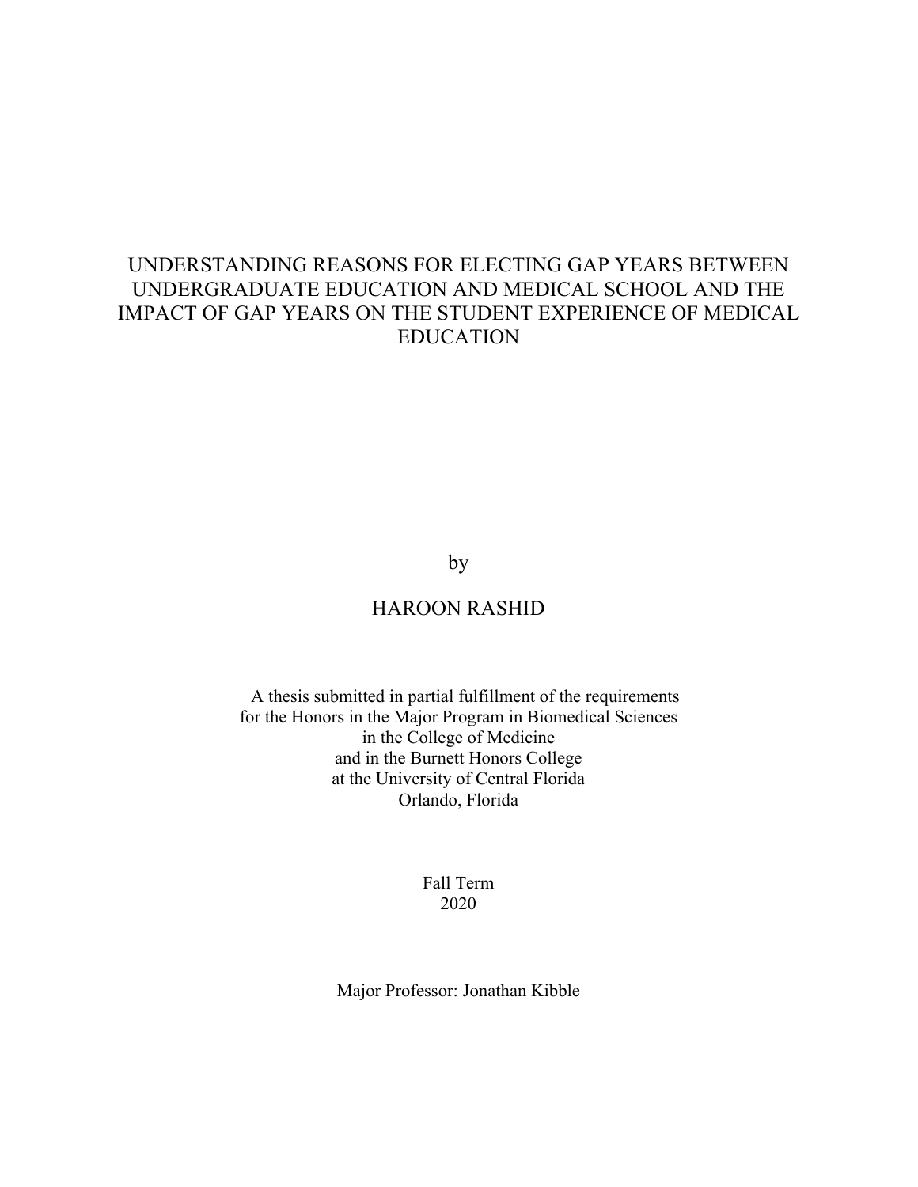# UNDERSTANDING REASONS FOR ELECTING GAP YEARS BETWEEN UNDERGRADUATE EDUCATION AND MEDICAL SCHOOL AND THE IMPACT OF GAP YEARS ON THE STUDENT EXPERIENCE OF MEDICAL EDUCATION

by

HAROON RASHID

A thesis submitted in partial fulfillment of the requirements
for the Honors in the Major Program in Biomedical Sciences
in the College of Medicine
and in the Burnett Honors College
at the University of Central Florida
Orlando, Florida

Fall Term
2020

Major Professor: Jonathan Kibble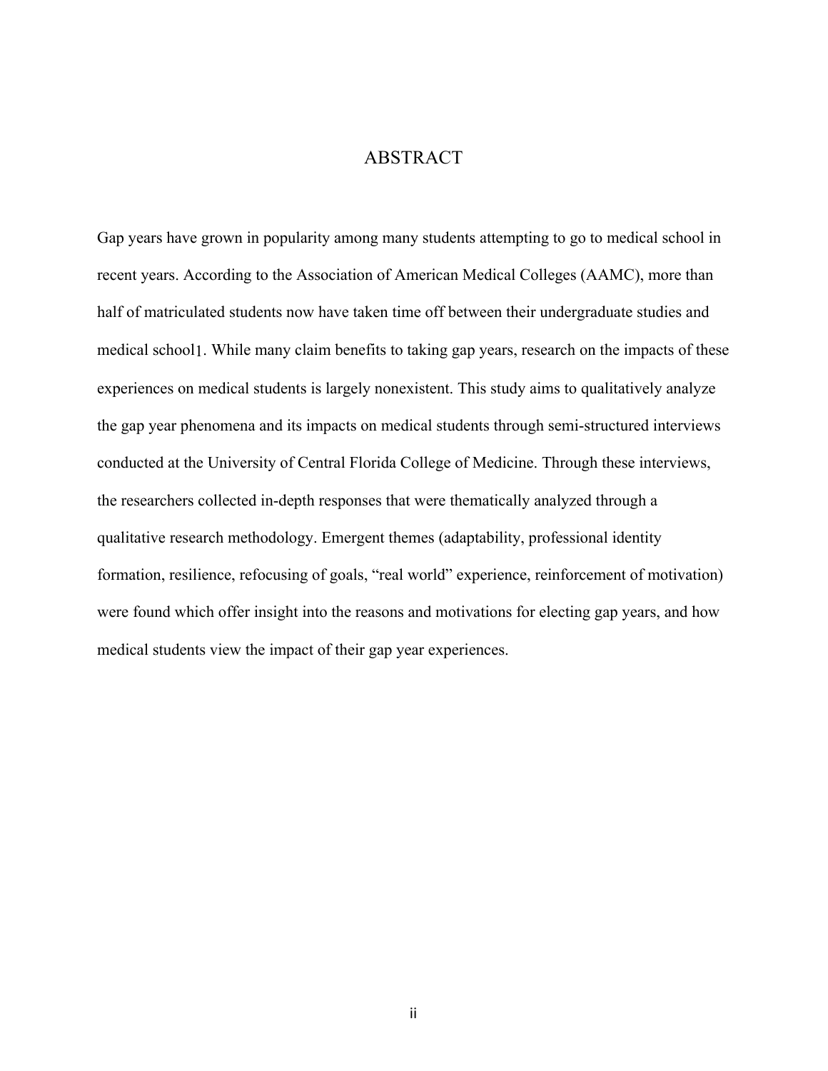# ABSTRACT

Gap years have grown in popularity among many students attempting to go to medical school in recent years. According to the Association of American Medical Colleges (AAMC), more than half of matriculated students now have taken time off between their undergraduate studies and medical school[1]. While many claim benefits to taking gap years, research on the impacts of these experiences on medical students is largely nonexistent. This study aims to qualitatively analyze the gap year phenomena and its impacts on medical students through semi-structured interviews conducted at the University of Central Florida College of Medicine. Through these interviews, the researchers collected in-depth responses that were thematically analyzed through a qualitative research methodology. Emergent themes (adaptability, professional identity formation, resilience, refocusing of goals, "real world" experience, reinforcement of motivation) were found which offer insight into the reasons and motivations for electing gap years, and how medical students view the impact of their gap year experiences.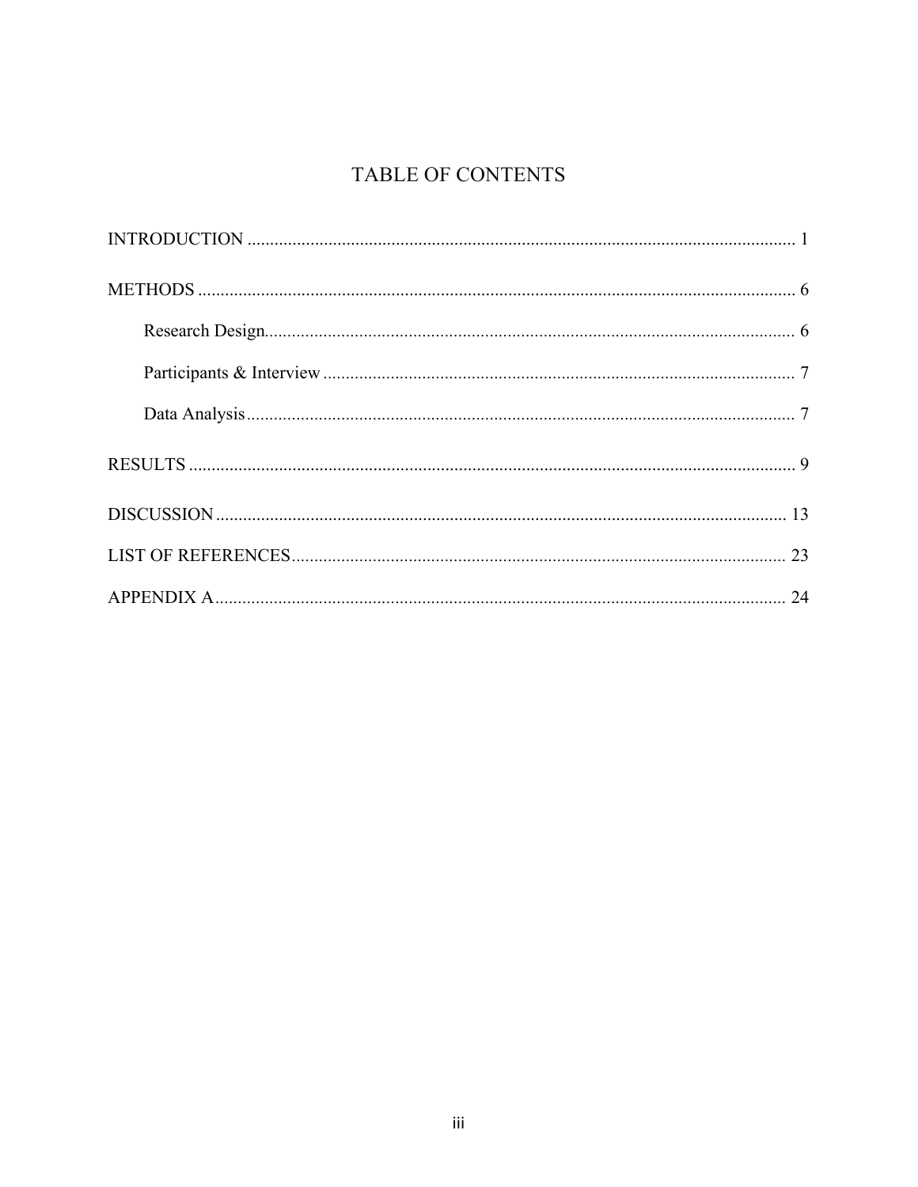# TABLE OF CONTENTS

INTRODUCTION ........................................................................................................................ 1

METHODS .................................................................................................................................. 6

Research Design.......................................................................................................................... 6

Participants & Interview ............................................................................................................. 7

Data Analysis.............................................................................................................................. 7

RESULTS .................................................................................................................................... 9

DISCUSSION ............................................................................................................................ 13

LIST OF REFERENCES........................................................................................................... 23

APPENDIX A............................................................................................................................ 24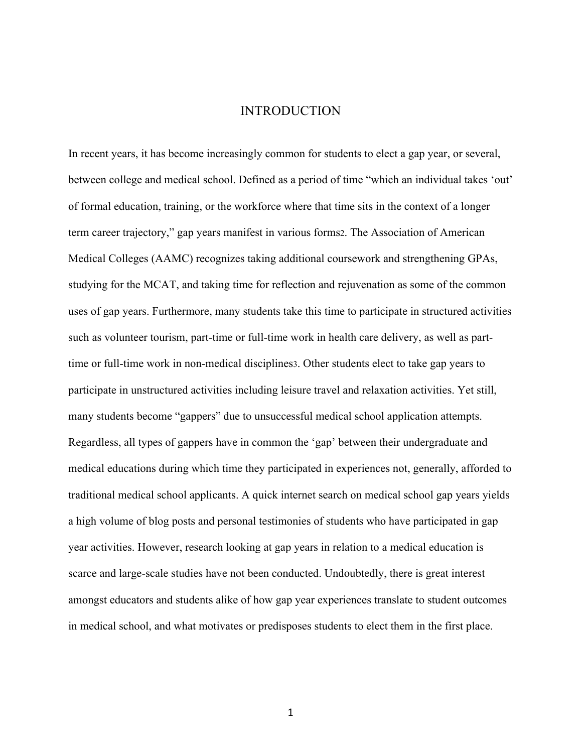# INTRODUCTION

In recent years, it has become increasingly common for students to elect a gap year, or several, between college and medical school. Defined as a period of time "which an individual takes 'out' of formal education, training, or the workforce where that time sits in the context of a longer term career trajectory," gap years manifest in various forms[2]. The Association of American Medical Colleges (AAMC) recognizes taking additional coursework and strengthening GPAs, studying for the MCAT, and taking time for reflection and rejuvenation as some of the common uses of gap years. Furthermore, many students take this time to participate in structured activities such as volunteer tourism, part-time or full-time work in health care delivery, as well as part-time or full-time work in non-medical disciplines[3]. Other students elect to take gap years to participate in unstructured activities including leisure travel and relaxation activities. Yet still, many students become "gappers" due to unsuccessful medical school application attempts. Regardless, all types of gappers have in common the 'gap' between their undergraduate and medical educations during which time they participated in experiences not, generally, afforded to traditional medical school applicants. A quick internet search on medical school gap years yields a high volume of blog posts and personal testimonies of students who have participated in gap year activities. However, research looking at gap years in relation to a medical education is scarce and large-scale studies have not been conducted. Undoubtedly, there is great interest amongst educators and students alike of how gap year experiences translate to student outcomes in medical school, and what motivates or predisposes students to elect them in the first place.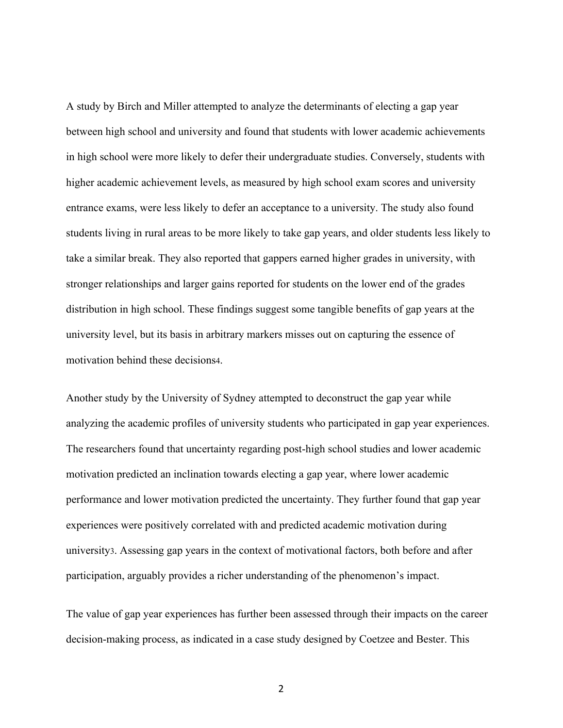A study by Birch and Miller attempted to analyze the determinants of electing a gap year between high school and university and found that students with lower academic achievements in high school were more likely to defer their undergraduate studies. Conversely, students with higher academic achievement levels, as measured by high school exam scores and university entrance exams, were less likely to defer an acceptance to a university. The study also found students living in rural areas to be more likely to take gap years, and older students less likely to take a similar break. They also reported that gappers earned higher grades in university, with stronger relationships and larger gains reported for students on the lower end of the grades distribution in high school. These findings suggest some tangible benefits of gap years at the university level, but its basis in arbitrary markers misses out on capturing the essence of motivation behind these decisions[4].

Another study by the University of Sydney attempted to deconstruct the gap year while analyzing the academic profiles of university students who participated in gap year experiences. The researchers found that uncertainty regarding post-high school studies and lower academic motivation predicted an inclination towards electing a gap year, where lower academic performance and lower motivation predicted the uncertainty. They further found that gap year experiences were positively correlated with and predicted academic motivation during university[3]. Assessing gap years in the context of motivational factors, both before and after participation, arguably provides a richer understanding of the phenomenon's impact.

The value of gap year experiences has further been assessed through their impacts on the career decision-making process, as indicated in a case study designed by Coetzee and Bester. This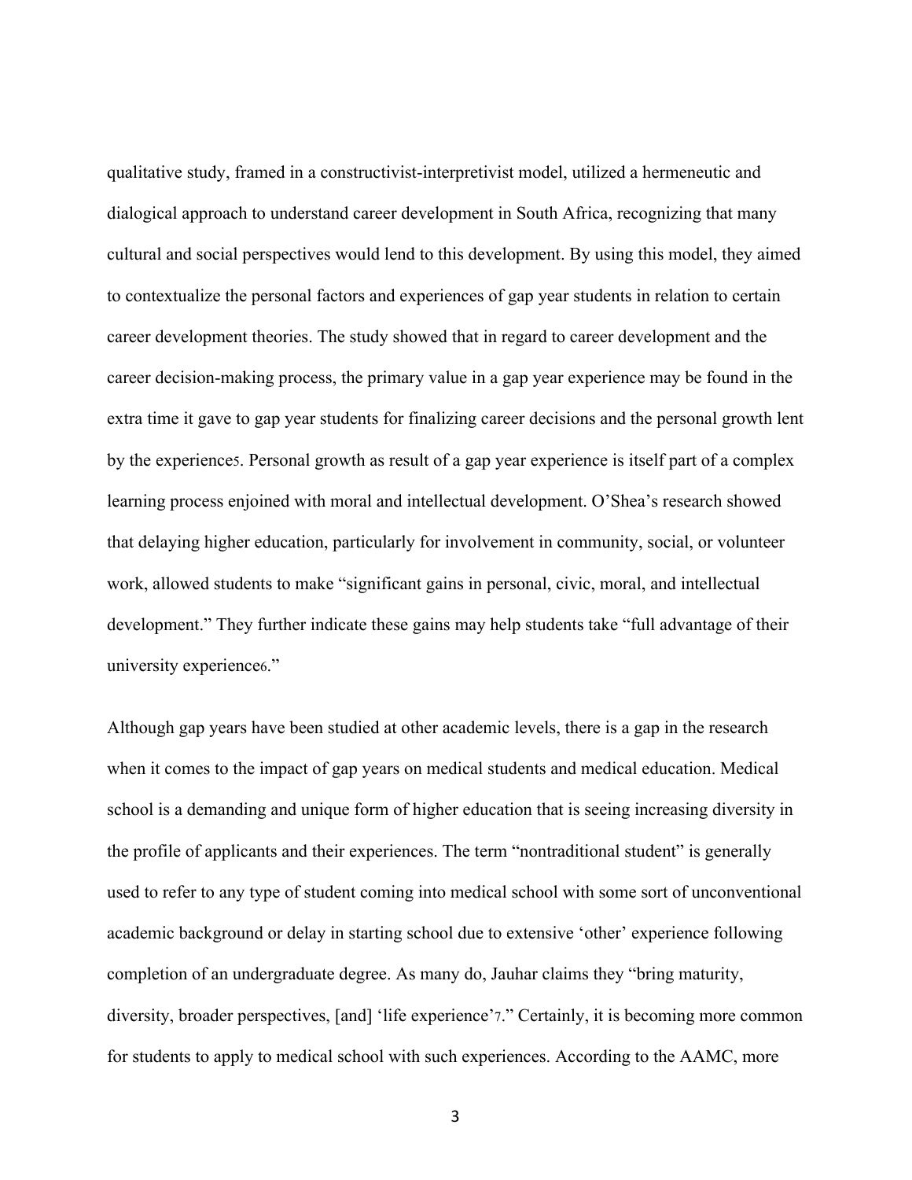qualitative study, framed in a constructivist-interpretivist model, utilized a hermeneutic and dialogical approach to understand career development in South Africa, recognizing that many cultural and social perspectives would lend to this development. By using this model, they aimed to contextualize the personal factors and experiences of gap year students in relation to certain career development theories. The study showed that in regard to career development and the career decision-making process, the primary value in a gap year experience may be found in the extra time it gave to gap year students for finalizing career decisions and the personal growth lent by the experiences[5]. Personal growth as result of a gap year experience is itself part of a complex learning process enjoined with moral and intellectual development. O'Shea's research showed that delaying higher education, particularly for involvement in community, social, or volunteer work, allowed students to make "significant gains in personal, civic, moral, and intellectual development." They further indicate these gains may help students take "full advantage of their university experience[6]."

Although gap years have been studied at other academic levels, there is a gap in the research when it comes to the impact of gap years on medical students and medical education. Medical school is a demanding and unique form of higher education that is seeing increasing diversity in the profile of applicants and their experiences. The term "nontraditional student" is generally used to refer to any type of student coming into medical school with some sort of unconventional academic background or delay in starting school due to extensive 'other' experience following completion of an undergraduate degree. As many do, Jauhar claims they "bring maturity, diversity, broader perspectives, [and] 'life experience'[7]." Certainly, it is becoming more common for students to apply to medical school with such experiences. According to the AAMC, more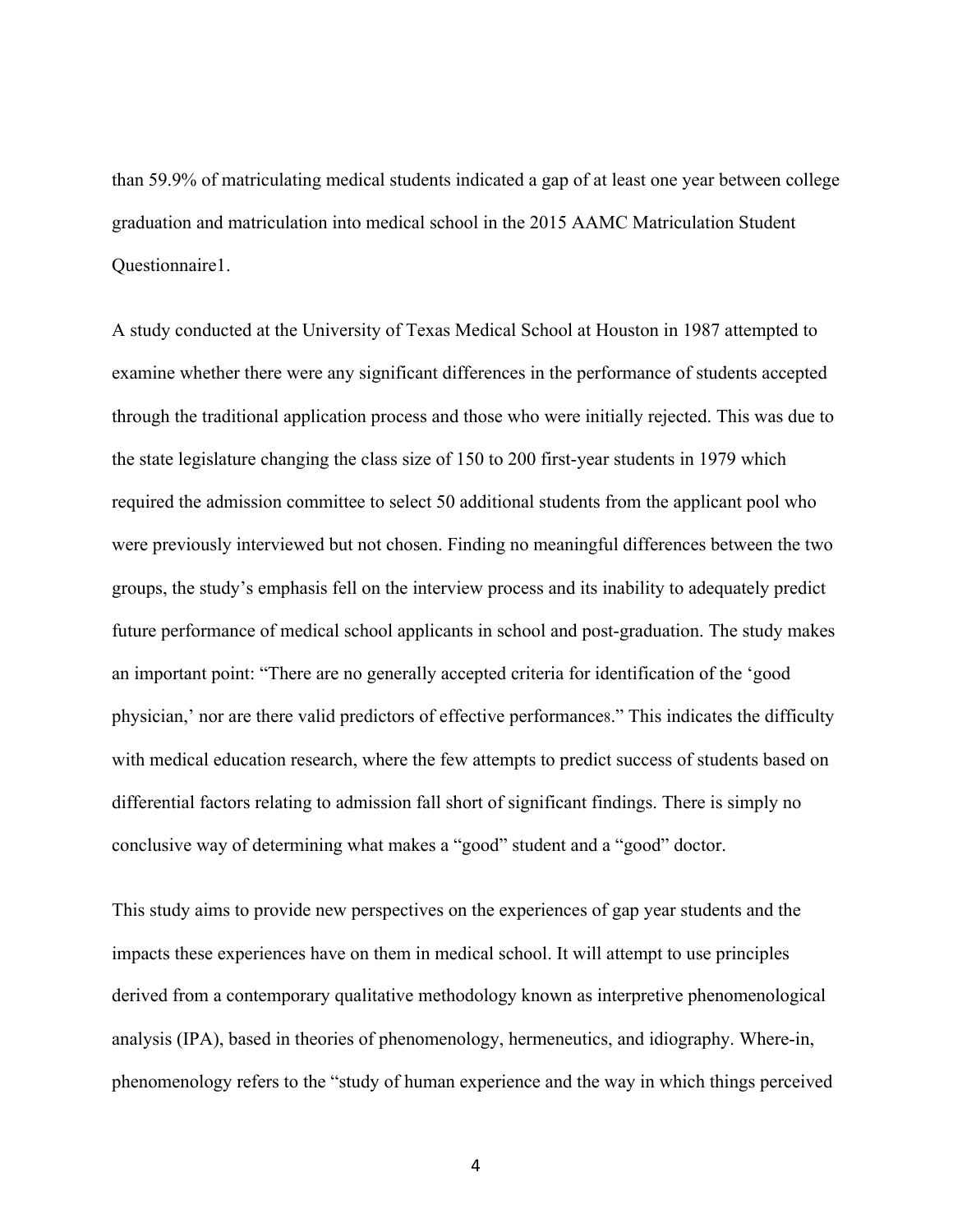than 59.9% of matriculating medical students indicated a gap of at least one year between college graduation and matriculation into medical school in the 2015 AAMC Matriculation Student Questionnaire[1].

A study conducted at the University of Texas Medical School at Houston in 1987 attempted to examine whether there were any significant differences in the performance of students accepted through the traditional application process and those who were initially rejected. This was due to the state legislature changing the class size of 150 to 200 first-year students in 1979 which required the admission committee to select 50 additional students from the applicant pool who were previously interviewed but not chosen. Finding no meaningful differences between the two groups, the study's emphasis fell on the interview process and its inability to adequately predict future performance of medical school applicants in school and post-graduation. The study makes an important point: "There are no generally accepted criteria for identification of the 'good physician,' nor are there valid predictors of effective performances[8]." This indicates the difficulty with medical education research, where the few attempts to predict success of students based on differential factors relating to admission fall short of significant findings. There is simply no conclusive way of determining what makes a "good" student and a "good" doctor.

This study aims to provide new perspectives on the experiences of gap year students and the impacts these experiences have on them in medical school. It will attempt to use principles derived from a contemporary qualitative methodology known as interpretive phenomenological analysis (IPA), based in theories of phenomenology, hermeneutics, and idiography. Where-in, phenomenology refers to the "study of human experience and the way in which things perceived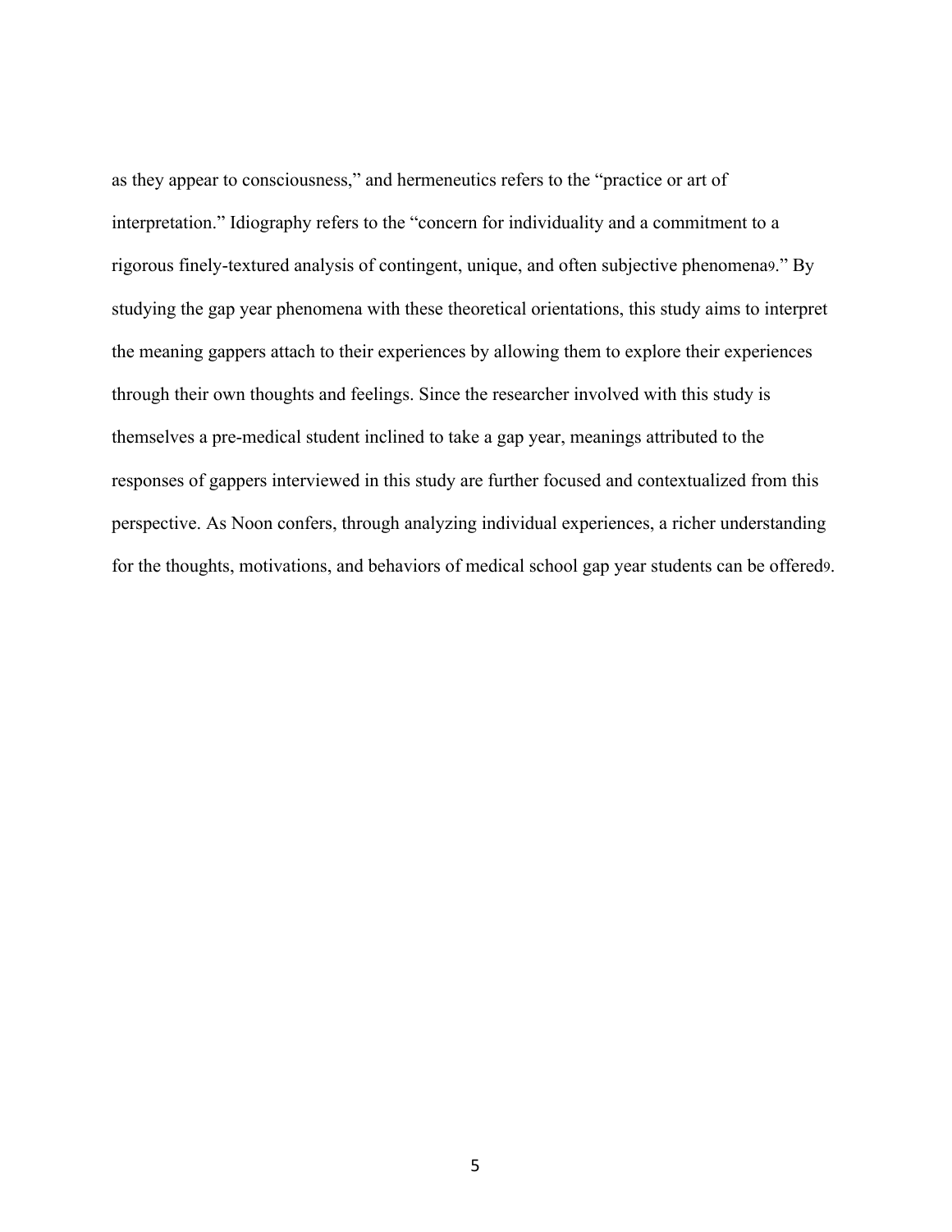as they appear to consciousness," and hermeneutics refers to the "practice or art of interpretation." Idiography refers to the "concern for individuality and a commitment to a rigorous finely-textured analysis of contingent, unique, and often subjective phenomena[9]." By studying the gap year phenomena with these theoretical orientations, this study aims to interpret the meaning gappers attach to their experiences by allowing them to explore their experiences through their own thoughts and feelings. Since the researcher involved with this study is themselves a pre-medical student inclined to take a gap year, meanings attributed to the responses of gappers interviewed in this study are further focused and contextualized from this perspective. As Noon confers, through analyzing individual experiences, a richer understanding for the thoughts, motivations, and behaviors of medical school gap year students can be offered[9].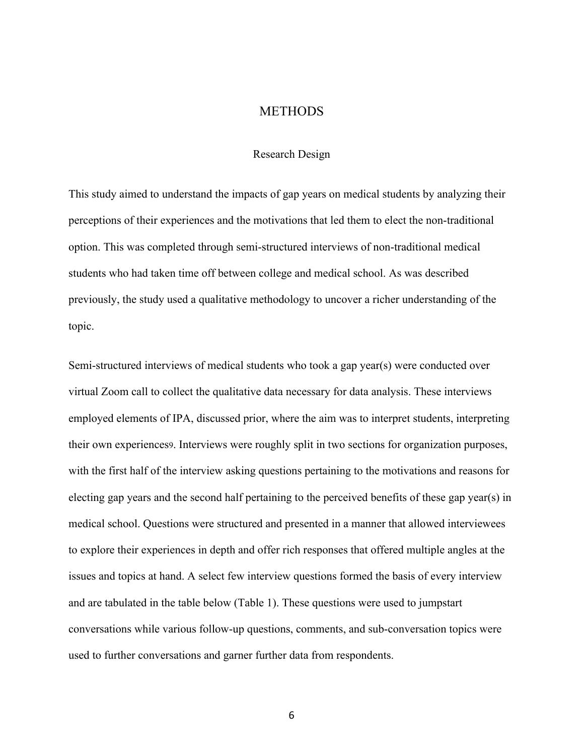# METHODS

## Research Design

This study aimed to understand the impacts of gap years on medical students by analyzing their perceptions of their experiences and the motivations that led them to elect the non-traditional option. This was completed through semi-structured interviews of non-traditional medical students who had taken time off between college and medical school. As was described previously, the study used a qualitative methodology to uncover a richer understanding of the topic.

Semi-structured interviews of medical students who took a gap year(s) were conducted over virtual Zoom call to collect the qualitative data necessary for data analysis. These interviews employed elements of IPA, discussed prior, where the aim was to interpret students, interpreting their own experiences[9]. Interviews were roughly split in two sections for organization purposes, with the first half of the interview asking questions pertaining to the motivations and reasons for electing gap years and the second half pertaining to the perceived benefits of these gap year(s) in medical school. Questions were structured and presented in a manner that allowed interviewees to explore their experiences in depth and offer rich responses that offered multiple angles at the issues and topics at hand. A select few interview questions formed the basis of every interview and are tabulated in the table below (Table 1). These questions were used to jumpstart conversations while various follow-up questions, comments, and sub-conversation topics were used to further conversations and garner further data from respondents.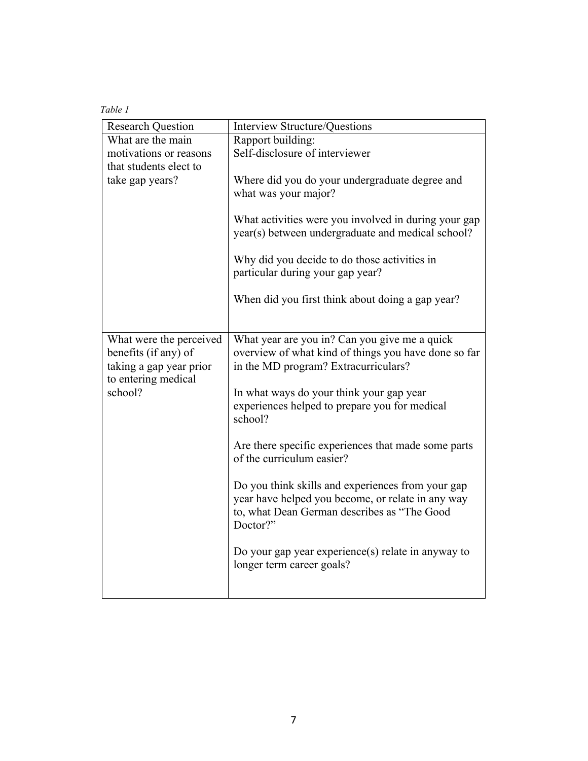*Table 1*

| Research Question | Interview Structure/Questions |
|---|---|
| What are the main motivations or reasons that students elect to take gap years? | Rapport building:<br>Self-disclosure of interviewer<br><br>Where did you do your undergraduate degree and what was your major?<br><br>What activities were you involved in during your gap year(s) between undergraduate and medical school?<br><br>Why did you decide to do those activities in particular during your gap year?<br><br>When did you first think about doing a gap year? |
| What were the perceived benefits (if any) of taking a gap year prior to entering medical school? | What year are you in? Can you give me a quick overview of what kind of things you have done so far in the MD program? Extracurriculars?<br><br>In what ways do your think your gap year experiences helped to prepare you for medical school?<br><br>Are there specific experiences that made some parts of the curriculum easier?<br><br>Do you think skills and experiences from your gap year have helped you become, or relate in any way to, what Dean German describes as "The Good Doctor?"<br><br>Do your gap year experience(s) relate in anyway to longer term career goals? |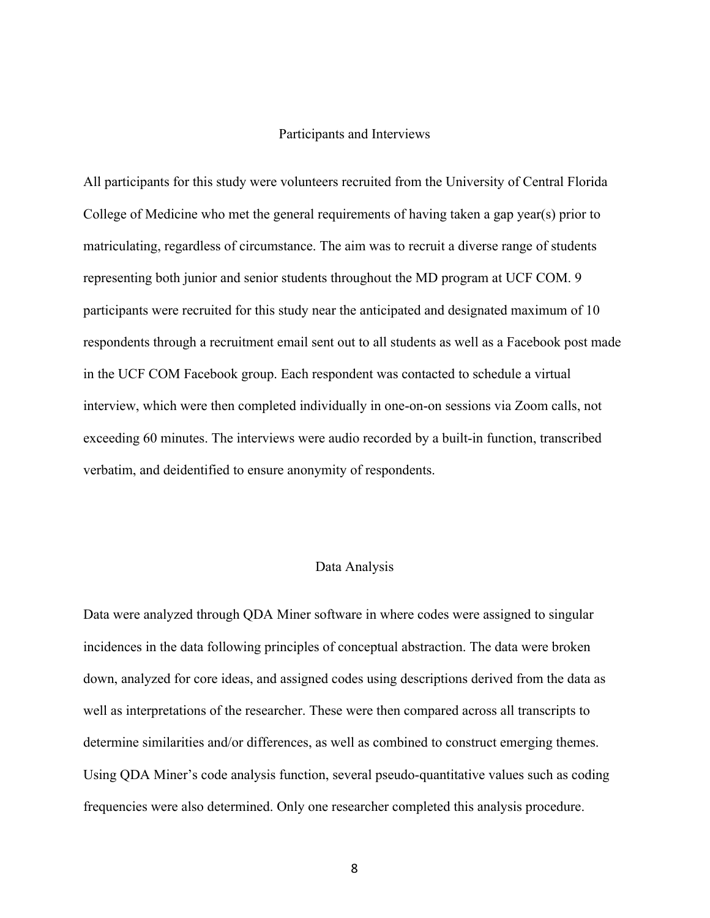## Participants and Interviews

All participants for this study were volunteers recruited from the University of Central Florida College of Medicine who met the general requirements of having taken a gap year(s) prior to matriculating, regardless of circumstance. The aim was to recruit a diverse range of students representing both junior and senior students throughout the MD program at UCF COM. 9 participants were recruited for this study near the anticipated and designated maximum of 10 respondents through a recruitment email sent out to all students as well as a Facebook post made in the UCF COM Facebook group. Each respondent was contacted to schedule a virtual interview, which were then completed individually in one-on-on sessions via Zoom calls, not exceeding 60 minutes. The interviews were audio recorded by a built-in function, transcribed verbatim, and deidentified to ensure anonymity of respondents.

## Data Analysis

Data were analyzed through QDA Miner software in where codes were assigned to singular incidences in the data following principles of conceptual abstraction. The data were broken down, analyzed for core ideas, and assigned codes using descriptions derived from the data as well as interpretations of the researcher. These were then compared across all transcripts to determine similarities and/or differences, as well as combined to construct emerging themes. Using QDA Miner's code analysis function, several pseudo-quantitative values such as coding frequencies were also determined. Only one researcher completed this analysis procedure.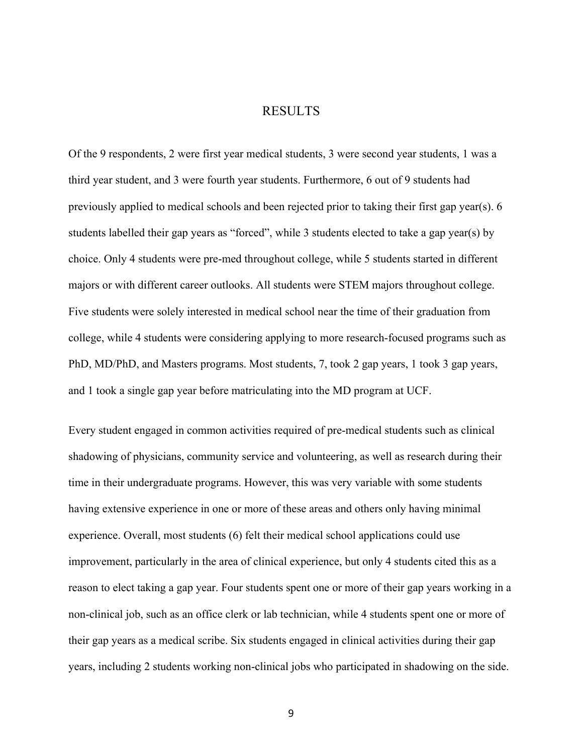# RESULTS

Of the 9 respondents, 2 were first year medical students, 3 were second year students, 1 was a third year student, and 3 were fourth year students. Furthermore, 6 out of 9 students had previously applied to medical schools and been rejected prior to taking their first gap year(s). 6 students labelled their gap years as “forced”, while 3 students elected to take a gap year(s) by choice. Only 4 students were pre-med throughout college, while 5 students started in different majors or with different career outlooks. All students were STEM majors throughout college. Five students were solely interested in medical school near the time of their graduation from college, while 4 students were considering applying to more research-focused programs such as PhD, MD/PhD, and Masters programs. Most students, 7, took 2 gap years, 1 took 3 gap years, and 1 took a single gap year before matriculating into the MD program at UCF.

Every student engaged in common activities required of pre-medical students such as clinical shadowing of physicians, community service and volunteering, as well as research during their time in their undergraduate programs. However, this was very variable with some students having extensive experience in one or more of these areas and others only having minimal experience. Overall, most students (6) felt their medical school applications could use improvement, particularly in the area of clinical experience, but only 4 students cited this as a reason to elect taking a gap year. Four students spent one or more of their gap years working in a non-clinical job, such as an office clerk or lab technician, while 4 students spent one or more of their gap years as a medical scribe. Six students engaged in clinical activities during their gap years, including 2 students working non-clinical jobs who participated in shadowing on the side.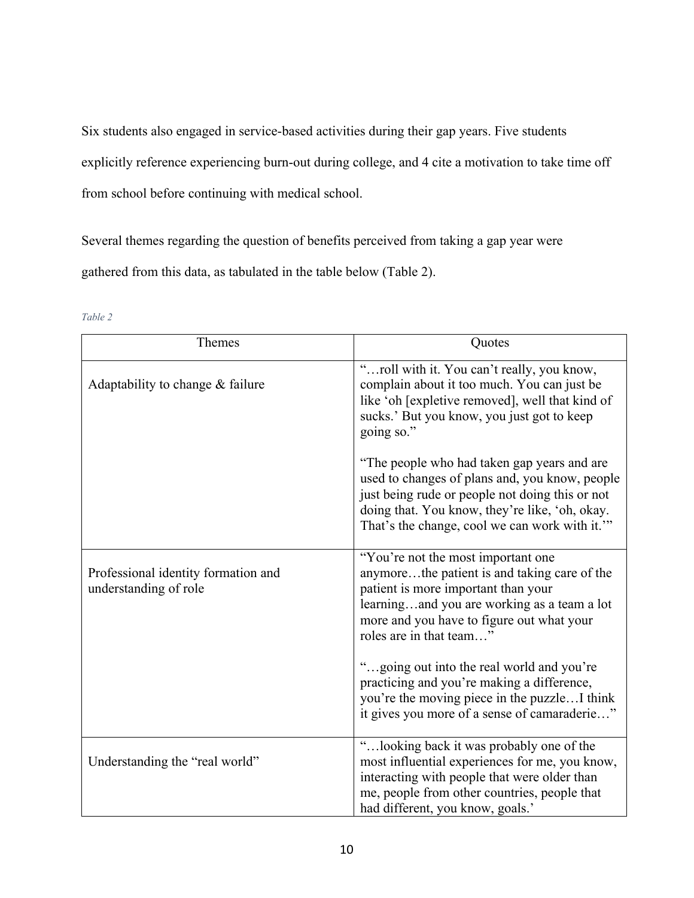Six students also engaged in service-based activities during their gap years. Five students explicitly reference experiencing burn-out during college, and 4 cite a motivation to take time off from school before continuing with medical school.

Several themes regarding the question of benefits perceived from taking a gap year were gathered from this data, as tabulated in the table below (Table 2).

*Table 2*

| Themes | Quotes |
| --- | --- |
| Adaptability to change & failure | "…roll with it. You can't really, you know, complain about it too much. You can just be like 'oh [expletive removed], well that kind of sucks.' But you know, you just got to keep going so."<br><br>"The people who had taken gap years and are used to changes of plans and, you know, people just being rude or people not doing this or not doing that. You know, they're like, 'oh, okay. That's the change, cool we can work with it.'" |
| Professional identity formation and understanding of role | "You're not the most important one anymore…the patient is and taking care of the patient is more important than your learning…and you are working as a team a lot more and you have to figure out what your roles are in that team…"<br><br>"…going out into the real world and you're practicing and you're making a difference, you're the moving piece in the puzzle…I think it gives you more of a sense of camaraderie…" |
| Understanding the "real world" | "…looking back it was probably one of the most influential experiences for me, you know, interacting with people that were older than me, people from other countries, people that had different, you know, goals.' |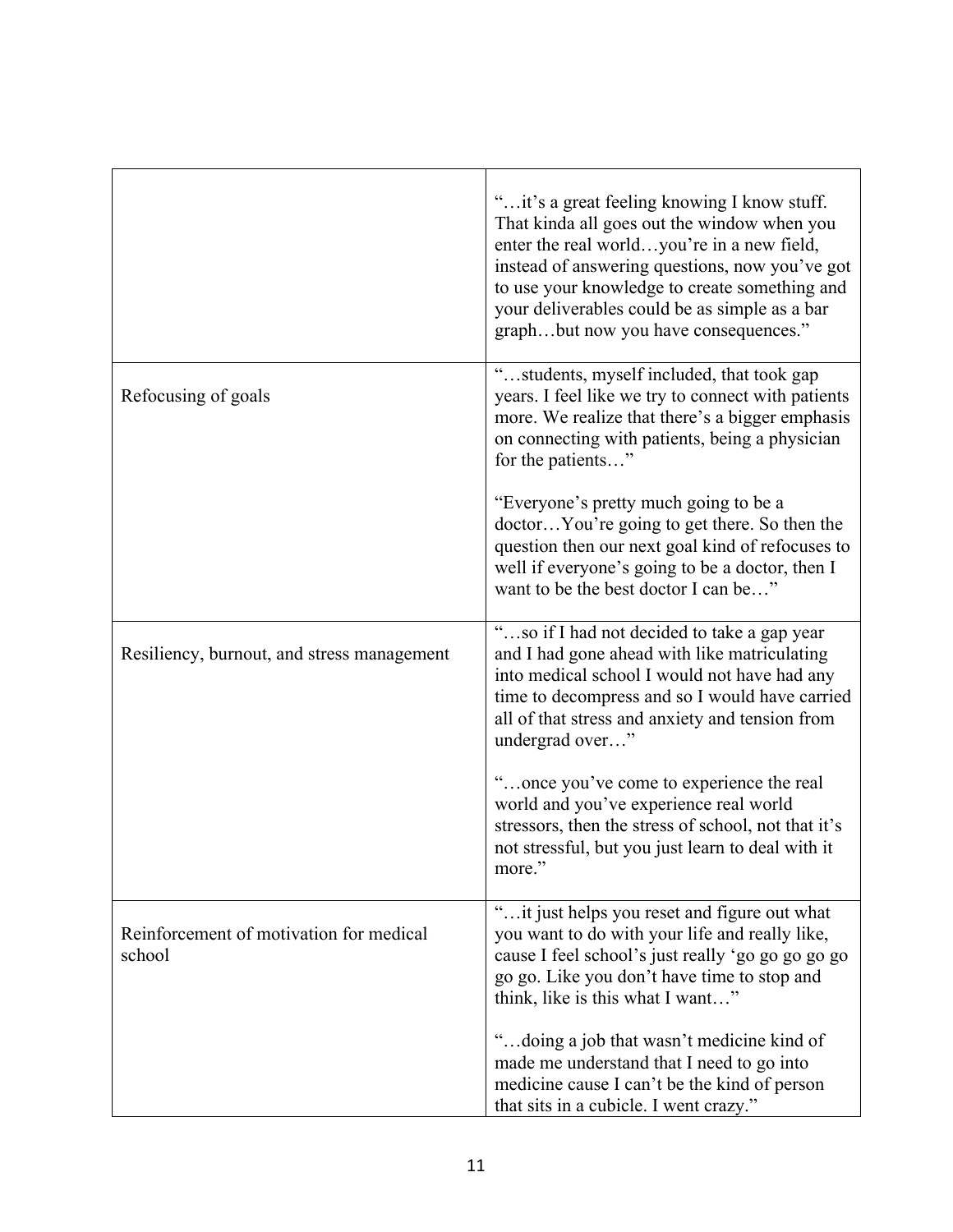| | |
|---|---|
| | "…it's a great feeling knowing I know stuff. That kinda all goes out the window when you enter the real world…you're in a new field, instead of answering questions, now you've got to use your knowledge to create something and your deliverables could be as simple as a bar graph…but now you have consequences." |
| Refocusing of goals | "…students, myself included, that took gap years. I feel like we try to connect with patients more. We realize that there's a bigger emphasis on connecting with patients, being a physician for the patients…"<br><br>"Everyone's pretty much going to be a doctor…You're going to get there. So then the question then our next goal kind of refocuses to well if everyone's going to be a doctor, then I want to be the best doctor I can be…" |
| Resiliency, burnout, and stress management | "…so if I had not decided to take a gap year and I had gone ahead with like matriculating into medical school I would not have had any time to decompress and so I would have carried all of that stress and anxiety and tension from undergrad over…"<br><br>"…once you've come to experience the real world and you've experience real world stressors, then the stress of school, not that it's not stressful, but you just learn to deal with it more." |
| Reinforcement of motivation for medical school | "…it just helps you reset and figure out what you want to do with your life and really like, cause I feel school's just really 'go go go go go go go. Like you don't have time to stop and think, like is this what I want…"<br><br>"…doing a job that wasn't medicine kind of made me understand that I need to go into medicine cause I can't be the kind of person that sits in a cubicle. I went crazy." |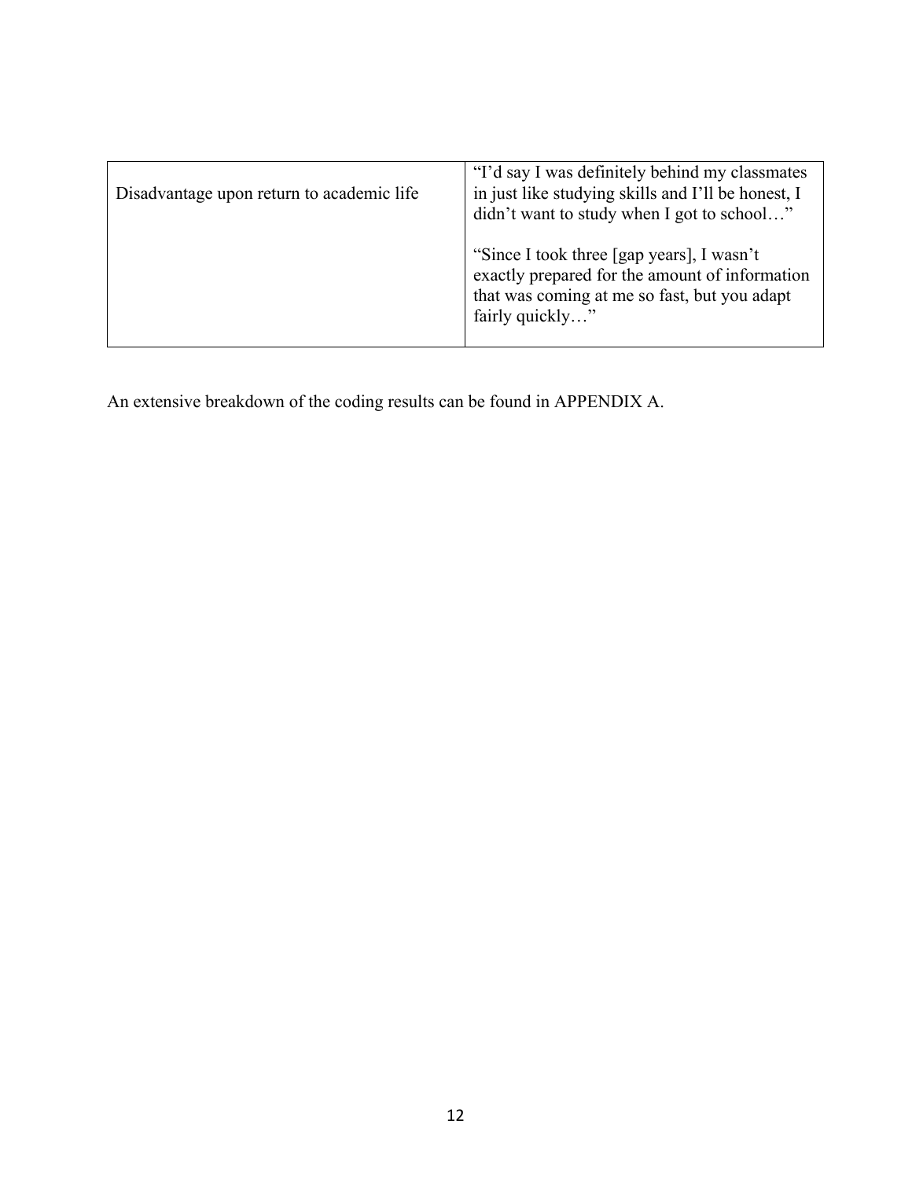| | |
|---|---|
| Disadvantage upon return to academic life | "I'd say I was definitely behind my classmates in just like studying skills and I'll be honest, I didn't want to study when I got to school…"<br><br>"Since I took three [gap years], I wasn't exactly prepared for the amount of information that was coming at me so fast, but you adapt fairly quickly…" |

An extensive breakdown of the coding results can be found in APPENDIX A.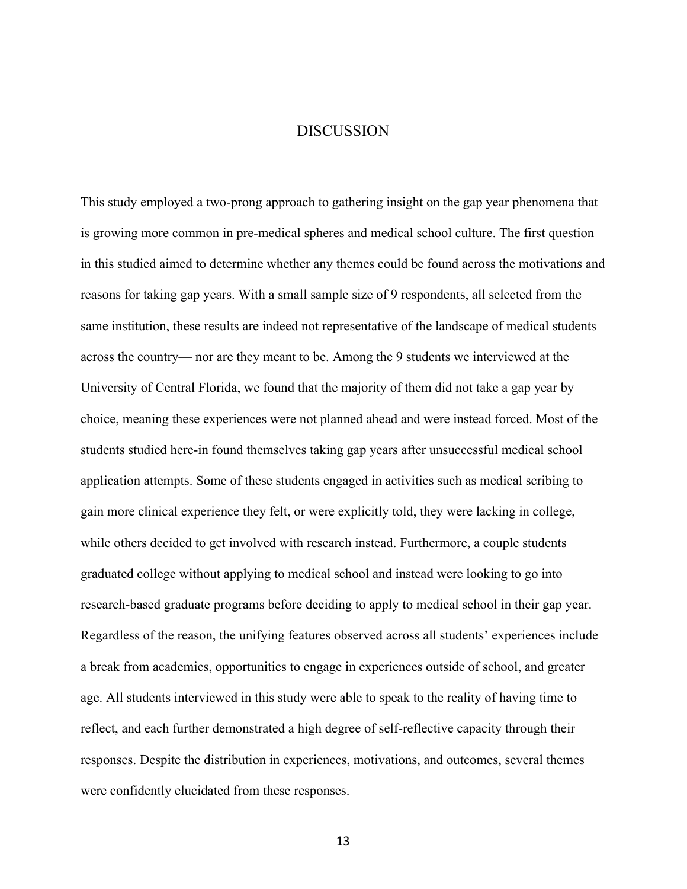# DISCUSSION

This study employed a two-prong approach to gathering insight on the gap year phenomena that is growing more common in pre-medical spheres and medical school culture. The first question in this studied aimed to determine whether any themes could be found across the motivations and reasons for taking gap years. With a small sample size of 9 respondents, all selected from the same institution, these results are indeed not representative of the landscape of medical students across the country— nor are they meant to be. Among the 9 students we interviewed at the University of Central Florida, we found that the majority of them did not take a gap year by choice, meaning these experiences were not planned ahead and were instead forced. Most of the students studied here-in found themselves taking gap years after unsuccessful medical school application attempts. Some of these students engaged in activities such as medical scribing to gain more clinical experience they felt, or were explicitly told, they were lacking in college, while others decided to get involved with research instead. Furthermore, a couple students graduated college without applying to medical school and instead were looking to go into research-based graduate programs before deciding to apply to medical school in their gap year. Regardless of the reason, the unifying features observed across all students' experiences include a break from academics, opportunities to engage in experiences outside of school, and greater age. All students interviewed in this study were able to speak to the reality of having time to reflect, and each further demonstrated a high degree of self-reflective capacity through their responses. Despite the distribution in experiences, motivations, and outcomes, several themes were confidently elucidated from these responses.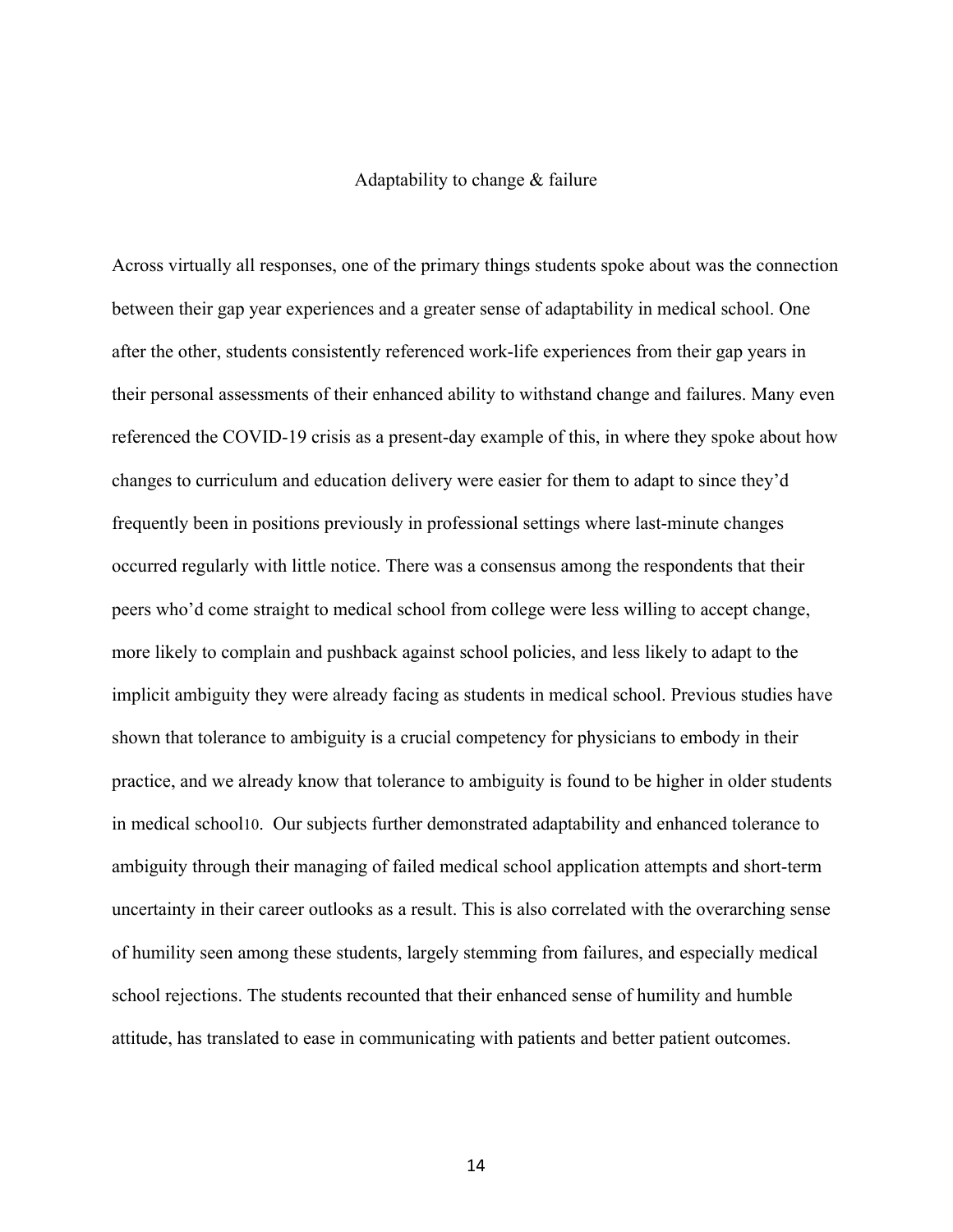## Adaptability to change & failure

Across virtually all responses, one of the primary things students spoke about was the connection between their gap year experiences and a greater sense of adaptability in medical school. One after the other, students consistently referenced work-life experiences from their gap years in their personal assessments of their enhanced ability to withstand change and failures. Many even referenced the COVID-19 crisis as a present-day example of this, in where they spoke about how changes to curriculum and education delivery were easier for them to adapt to since they'd frequently been in positions previously in professional settings where last-minute changes occurred regularly with little notice. There was a consensus among the respondents that their peers who'd come straight to medical school from college were less willing to accept change, more likely to complain and pushback against school policies, and less likely to adapt to the implicit ambiguity they were already facing as students in medical school. Previous studies have shown that tolerance to ambiguity is a crucial competency for physicians to embody in their practice, and we already know that tolerance to ambiguity is found to be higher in older students in medical school[10]. Our subjects further demonstrated adaptability and enhanced tolerance to ambiguity through their managing of failed medical school application attempts and short-term uncertainty in their career outlooks as a result. This is also correlated with the overarching sense of humility seen among these students, largely stemming from failures, and especially medical school rejections. The students recounted that their enhanced sense of humility and humble attitude, has translated to ease in communicating with patients and better patient outcomes.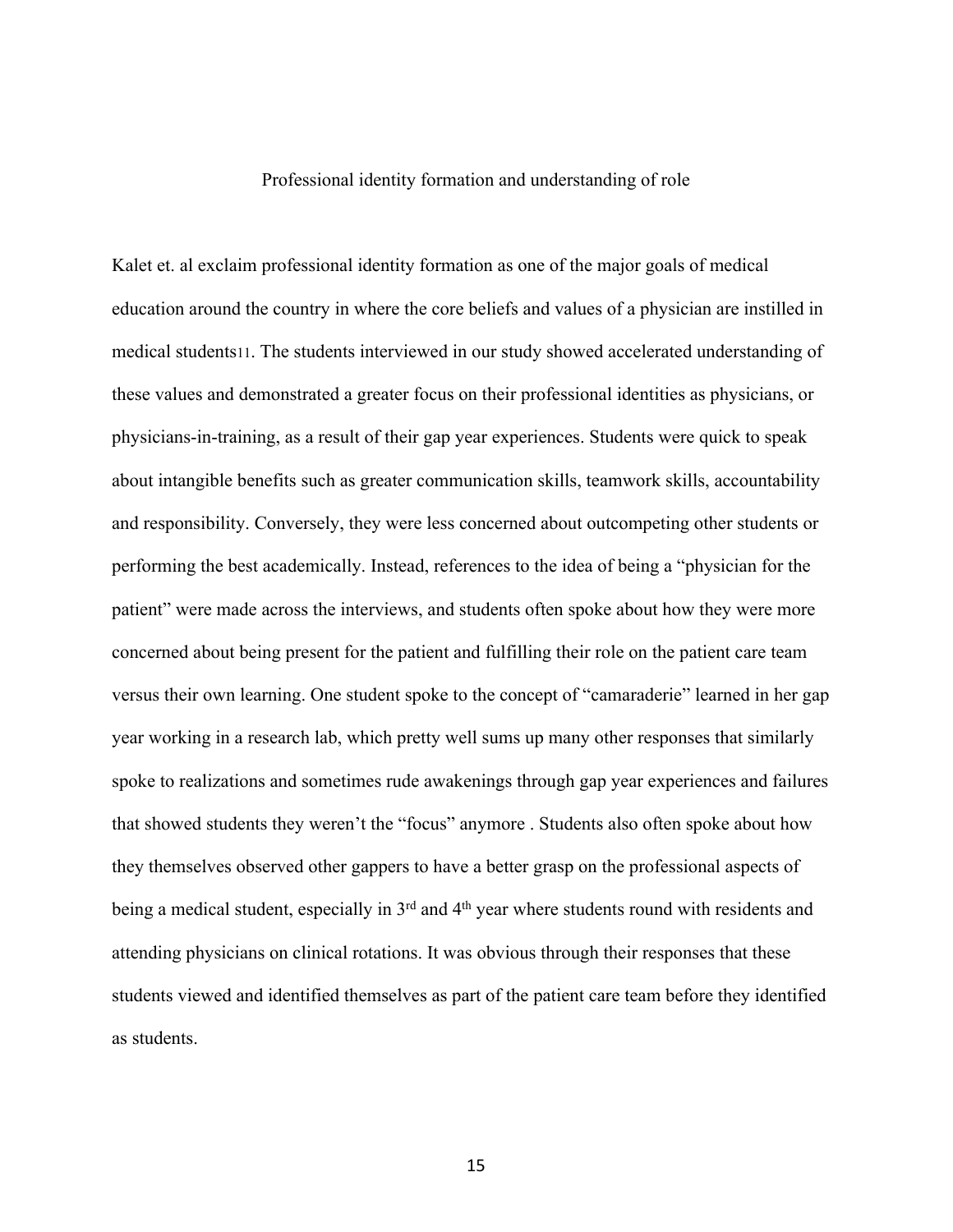## Professional identity formation and understanding of role

Kalet et. al exclaim professional identity formation as one of the major goals of medical education around the country in where the core beliefs and values of a physician are instilled in medical students[11]. The students interviewed in our study showed accelerated understanding of these values and demonstrated a greater focus on their professional identities as physicians, or physicians-in-training, as a result of their gap year experiences. Students were quick to speak about intangible benefits such as greater communication skills, teamwork skills, accountability and responsibility. Conversely, they were less concerned about outcompeting other students or performing the best academically. Instead, references to the idea of being a "physician for the patient" were made across the interviews, and students often spoke about how they were more concerned about being present for the patient and fulfilling their role on the patient care team versus their own learning. One student spoke to the concept of "camaraderie" learned in her gap year working in a research lab, which pretty well sums up many other responses that similarly spoke to realizations and sometimes rude awakenings through gap year experiences and failures that showed students they weren't the "focus" anymore . Students also often spoke about how they themselves observed other gappers to have a better grasp on the professional aspects of being a medical student, especially in 3rd and 4th year where students round with residents and attending physicians on clinical rotations. It was obvious through their responses that these students viewed and identified themselves as part of the patient care team before they identified as students.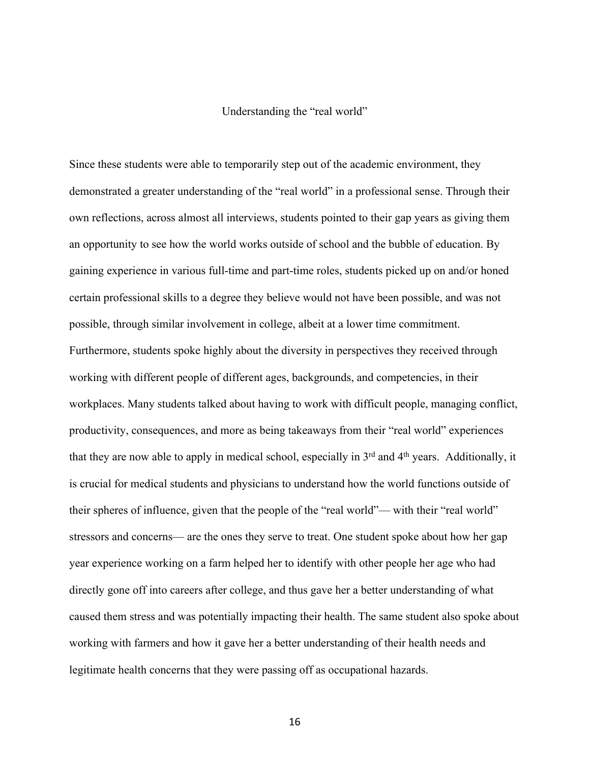## Understanding the "real world"

Since these students were able to temporarily step out of the academic environment, they demonstrated a greater understanding of the "real world" in a professional sense. Through their own reflections, across almost all interviews, students pointed to their gap years as giving them an opportunity to see how the world works outside of school and the bubble of education. By gaining experience in various full-time and part-time roles, students picked up on and/or honed certain professional skills to a degree they believe would not have been possible, and was not possible, through similar involvement in college, albeit at a lower time commitment. Furthermore, students spoke highly about the diversity in perspectives they received through working with different people of different ages, backgrounds, and competencies, in their workplaces. Many students talked about having to work with difficult people, managing conflict, productivity, consequences, and more as being takeaways from their "real world" experiences that they are now able to apply in medical school, especially in 3rd and 4th years. Additionally, it is crucial for medical students and physicians to understand how the world functions outside of their spheres of influence, given that the people of the "real world"— with their "real world" stressors and concerns— are the ones they serve to treat. One student spoke about how her gap year experience working on a farm helped her to identify with other people her age who had directly gone off into careers after college, and thus gave her a better understanding of what caused them stress and was potentially impacting their health. The same student also spoke about working with farmers and how it gave her a better understanding of their health needs and legitimate health concerns that they were passing off as occupational hazards.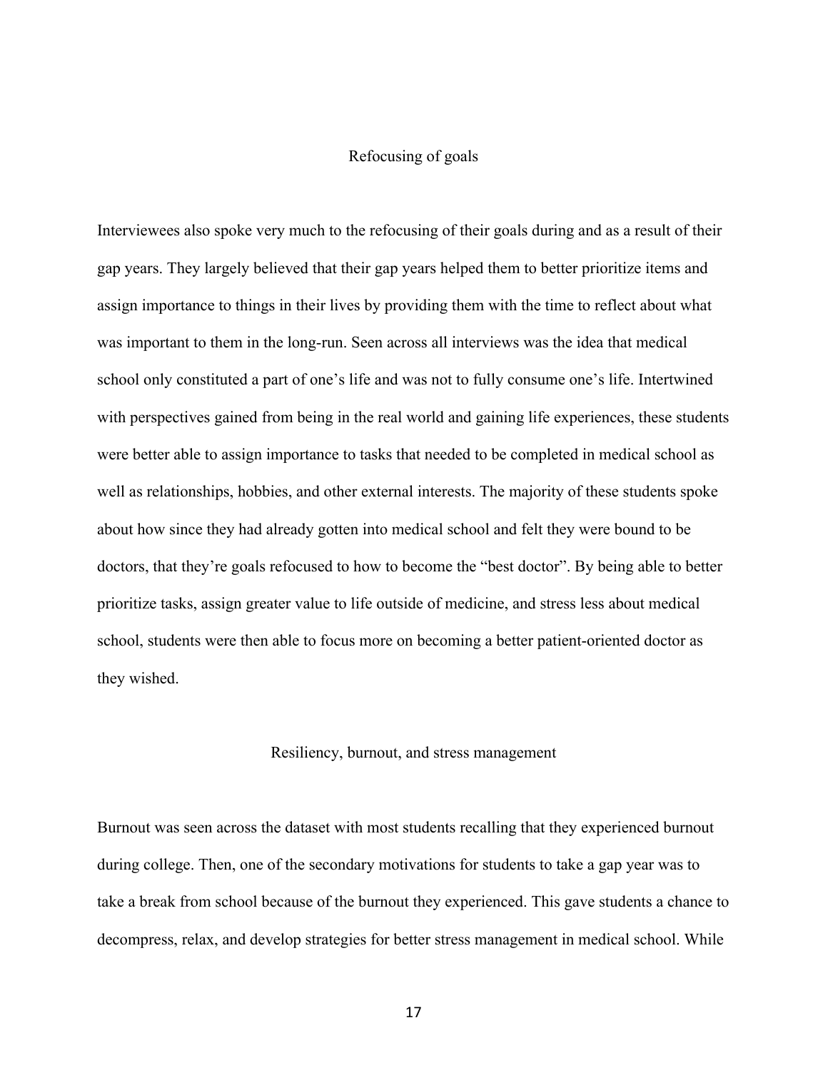## Refocusing of goals

Interviewees also spoke very much to the refocusing of their goals during and as a result of their gap years. They largely believed that their gap years helped them to better prioritize items and assign importance to things in their lives by providing them with the time to reflect about what was important to them in the long-run. Seen across all interviews was the idea that medical school only constituted a part of one's life and was not to fully consume one's life. Intertwined with perspectives gained from being in the real world and gaining life experiences, these students were better able to assign importance to tasks that needed to be completed in medical school as well as relationships, hobbies, and other external interests. The majority of these students spoke about how since they had already gotten into medical school and felt they were bound to be doctors, that they're goals refocused to how to become the "best doctor". By being able to better prioritize tasks, assign greater value to life outside of medicine, and stress less about medical school, students were then able to focus more on becoming a better patient-oriented doctor as they wished.

## Resiliency, burnout, and stress management

Burnout was seen across the dataset with most students recalling that they experienced burnout during college. Then, one of the secondary motivations for students to take a gap year was to take a break from school because of the burnout they experienced. This gave students a chance to decompress, relax, and develop strategies for better stress management in medical school. While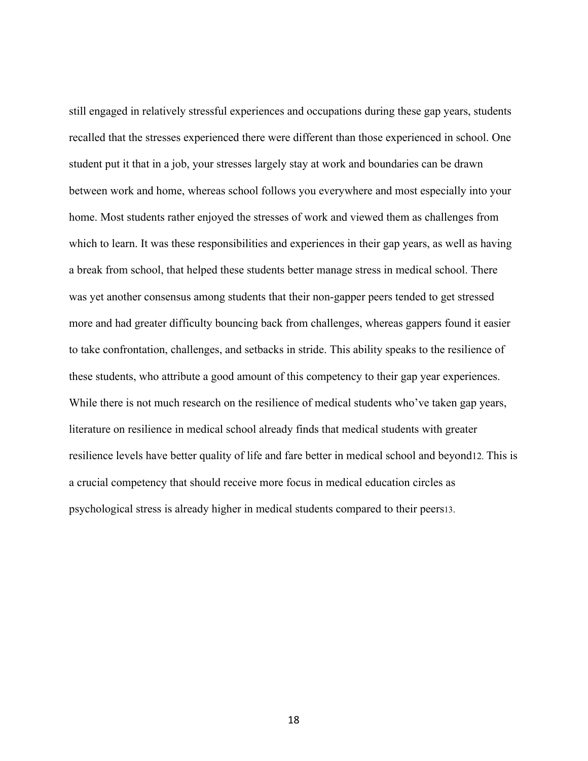still engaged in relatively stressful experiences and occupations during these gap years, students recalled that the stresses experienced there were different than those experienced in school. One student put it that in a job, your stresses largely stay at work and boundaries can be drawn between work and home, whereas school follows you everywhere and most especially into your home. Most students rather enjoyed the stresses of work and viewed them as challenges from which to learn. It was these responsibilities and experiences in their gap years, as well as having a break from school, that helped these students better manage stress in medical school. There was yet another consensus among students that their non-gapper peers tended to get stressed more and had greater difficulty bouncing back from challenges, whereas gappers found it easier to take confrontation, challenges, and setbacks in stride. This ability speaks to the resilience of these students, who attribute a good amount of this competency to their gap year experiences. While there is not much research on the resilience of medical students who've taken gap years, literature on resilience in medical school already finds that medical students with greater resilience levels have better quality of life and fare better in medical school and beyond[12]. This is a crucial competency that should receive more focus in medical education circles as psychological stress is already higher in medical students compared to their peers[13].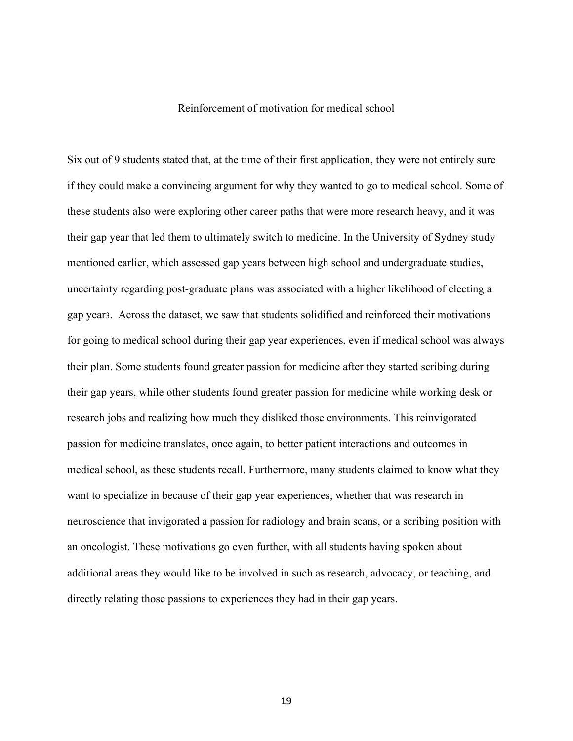## Reinforcement of motivation for medical school

Six out of 9 students stated that, at the time of their first application, they were not entirely sure if they could make a convincing argument for why they wanted to go to medical school. Some of these students also were exploring other career paths that were more research heavy, and it was their gap year that led them to ultimately switch to medicine. In the University of Sydney study mentioned earlier, which assessed gap years between high school and undergraduate studies, uncertainty regarding post-graduate plans was associated with a higher likelihood of electing a gap year[3]. Across the dataset, we saw that students solidified and reinforced their motivations for going to medical school during their gap year experiences, even if medical school was always their plan. Some students found greater passion for medicine after they started scribing during their gap years, while other students found greater passion for medicine while working desk or research jobs and realizing how much they disliked those environments. This reinvigorated passion for medicine translates, once again, to better patient interactions and outcomes in medical school, as these students recall. Furthermore, many students claimed to know what they want to specialize in because of their gap year experiences, whether that was research in neuroscience that invigorated a passion for radiology and brain scans, or a scribing position with an oncologist. These motivations go even further, with all students having spoken about additional areas they would like to be involved in such as research, advocacy, or teaching, and directly relating those passions to experiences they had in their gap years.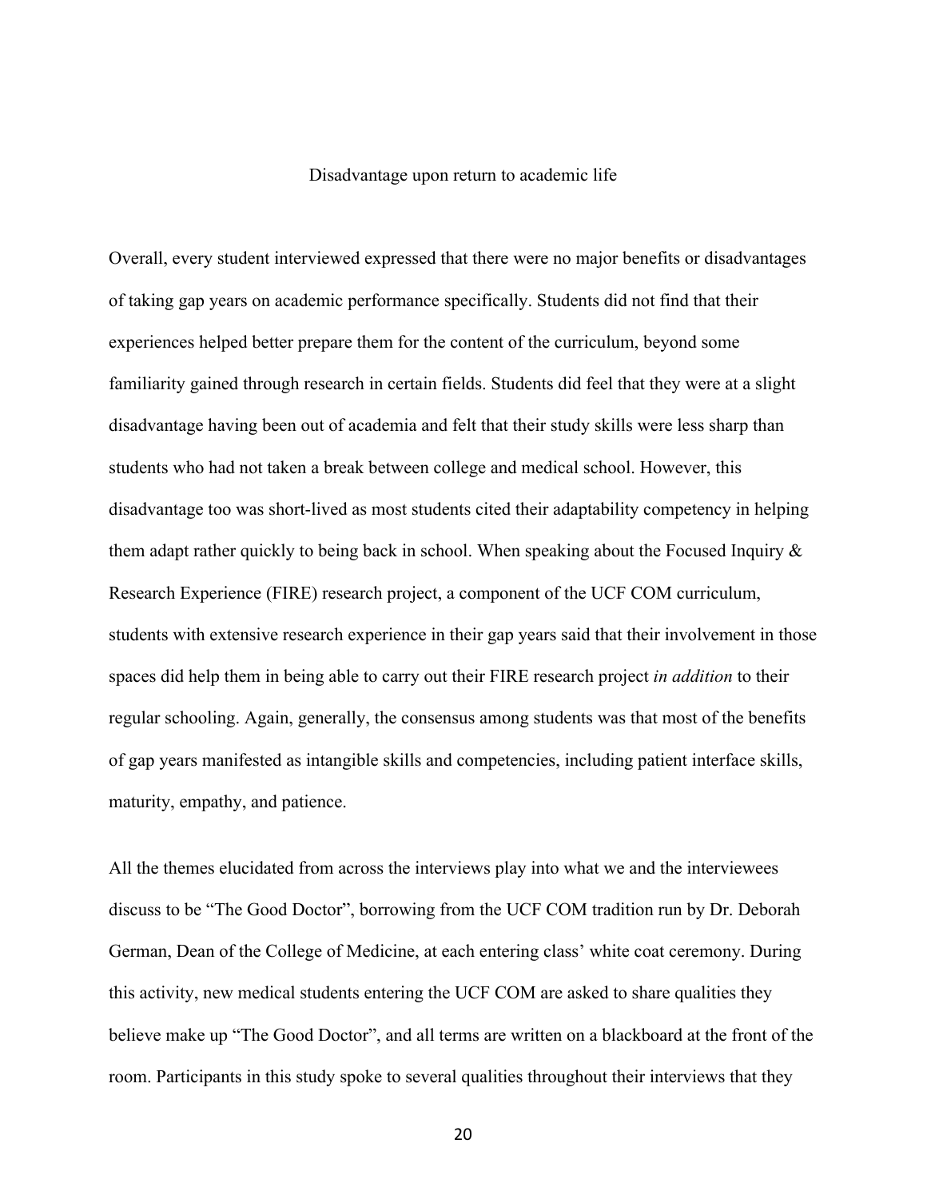### Disadvantage upon return to academic life

Overall, every student interviewed expressed that there were no major benefits or disadvantages of taking gap years on academic performance specifically. Students did not find that their experiences helped better prepare them for the content of the curriculum, beyond some familiarity gained through research in certain fields. Students did feel that they were at a slight disadvantage having been out of academia and felt that their study skills were less sharp than students who had not taken a break between college and medical school. However, this disadvantage too was short-lived as most students cited their adaptability competency in helping them adapt rather quickly to being back in school. When speaking about the Focused Inquiry & Research Experience (FIRE) research project, a component of the UCF COM curriculum, students with extensive research experience in their gap years said that their involvement in those spaces did help them in being able to carry out their FIRE research project *in addition* to their regular schooling. Again, generally, the consensus among students was that most of the benefits of gap years manifested as intangible skills and competencies, including patient interface skills, maturity, empathy, and patience.

All the themes elucidated from across the interviews play into what we and the interviewees discuss to be "The Good Doctor", borrowing from the UCF COM tradition run by Dr. Deborah German, Dean of the College of Medicine, at each entering class' white coat ceremony. During this activity, new medical students entering the UCF COM are asked to share qualities they believe make up "The Good Doctor", and all terms are written on a blackboard at the front of the room. Participants in this study spoke to several qualities throughout their interviews that they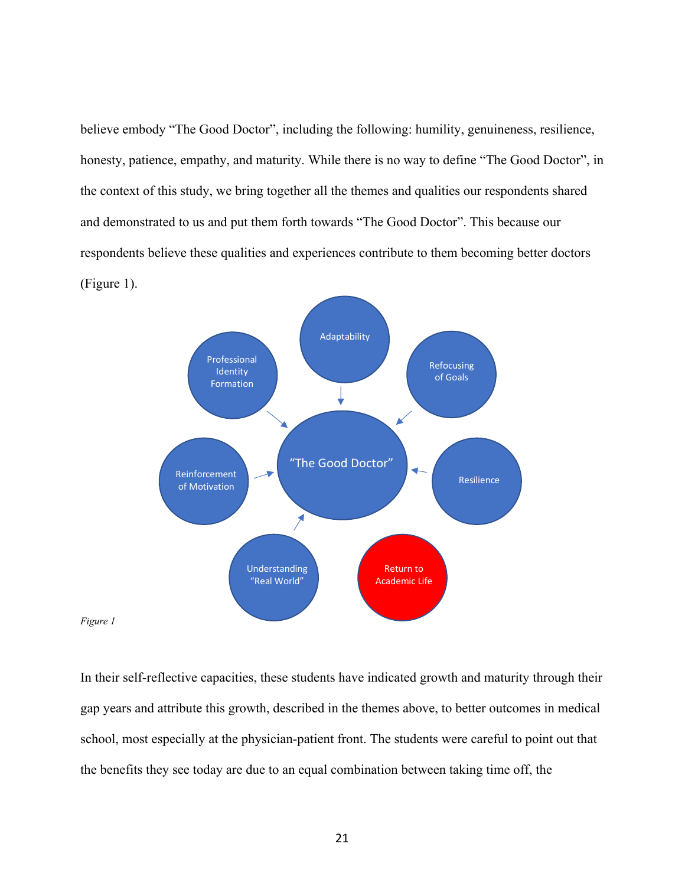believe embody "The Good Doctor", including the following: humility, genuineness, resilience, honesty, patience, empathy, and maturity. While there is no way to define "The Good Doctor", in the context of this study, we bring together all the themes and qualities our respondents shared and demonstrated to us and put them forth towards "The Good Doctor". This because our respondents believe these qualities and experiences contribute to them becoming better doctors (Figure 1).

*Figure 1*

In their self-reflective capacities, these students have indicated growth and maturity through their gap years and attribute this growth, described in the themes above, to better outcomes in medical school, most especially at the physician-patient front. The students were careful to point out that the benefits they see today are due to an equal combination between taking time off, the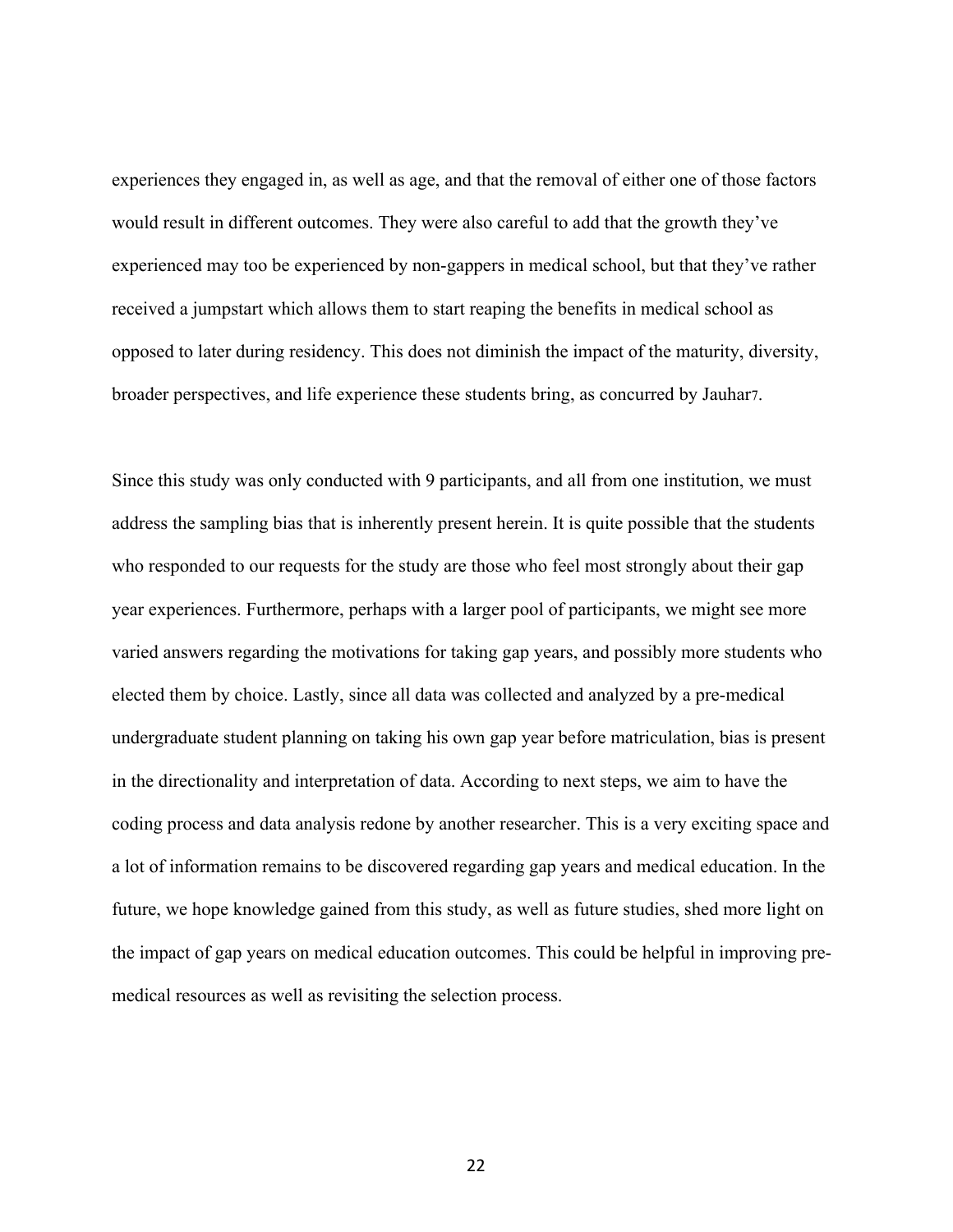experiences they engaged in, as well as age, and that the removal of either one of those factors would result in different outcomes. They were also careful to add that the growth they've experienced may too be experienced by non-gappers in medical school, but that they've rather received a jumpstart which allows them to start reaping the benefits in medical school as opposed to later during residency. This does not diminish the impact of the maturity, diversity, broader perspectives, and life experience these students bring, as concurred by Jauhar[7].

Since this study was only conducted with 9 participants, and all from one institution, we must address the sampling bias that is inherently present herein. It is quite possible that the students who responded to our requests for the study are those who feel most strongly about their gap year experiences. Furthermore, perhaps with a larger pool of participants, we might see more varied answers regarding the motivations for taking gap years, and possibly more students who elected them by choice. Lastly, since all data was collected and analyzed by a pre-medical undergraduate student planning on taking his own gap year before matriculation, bias is present in the directionality and interpretation of data. According to next steps, we aim to have the coding process and data analysis redone by another researcher. This is a very exciting space and a lot of information remains to be discovered regarding gap years and medical education. In the future, we hope knowledge gained from this study, as well as future studies, shed more light on the impact of gap years on medical education outcomes. This could be helpful in improving pre-medical resources as well as revisiting the selection process.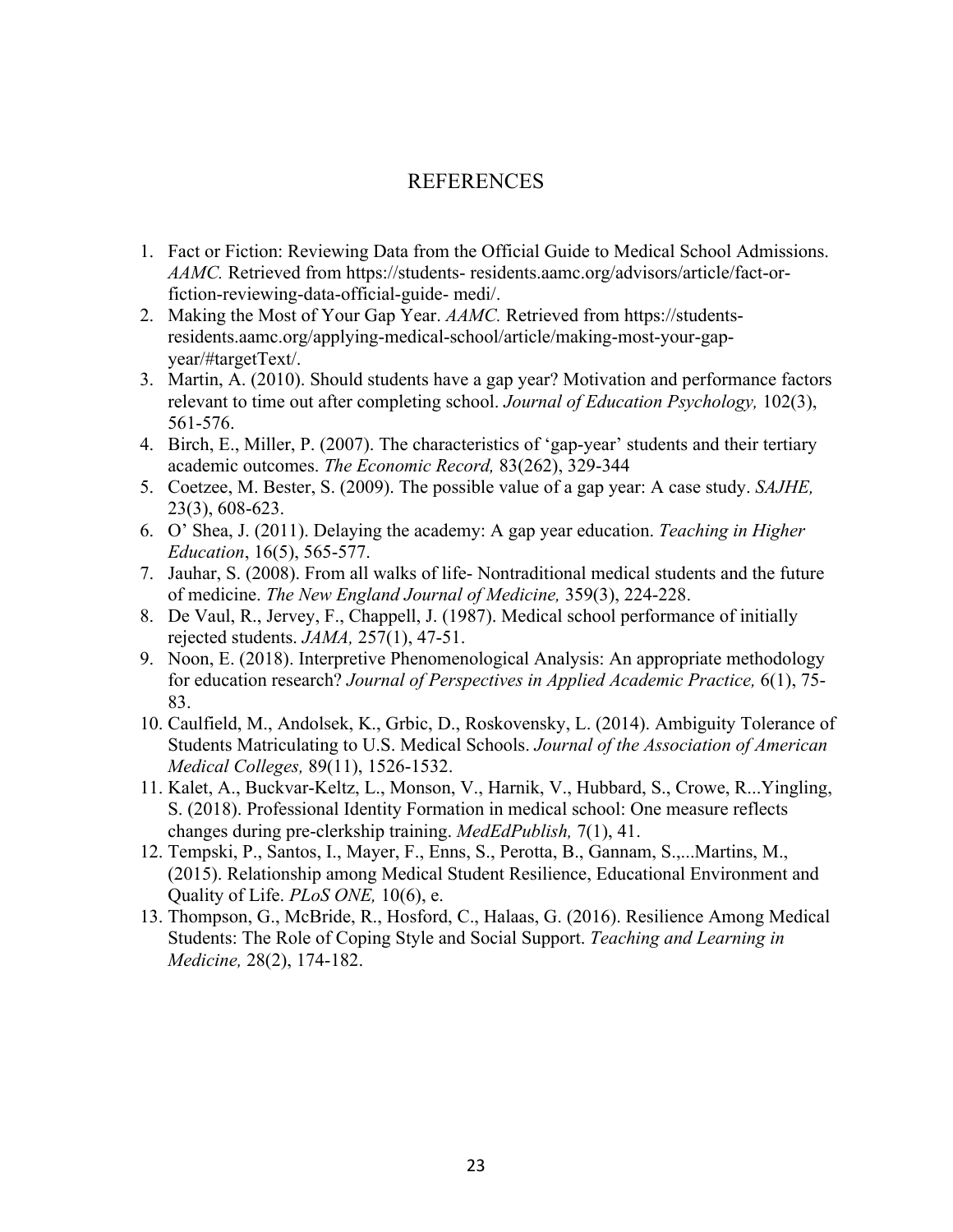# REFERENCES

1. Fact or Fiction: Reviewing Data from the Official Guide to Medical School Admissions. *AAMC.* Retrieved from https://students- residents.aamc.org/advisors/article/fact-or-fiction-reviewing-data-official-guide- medi/.
2. Making the Most of Your Gap Year. *AAMC.* Retrieved from https://students-residents.aamc.org/applying-medical-school/article/making-most-your-gap-year/#targetText/.
3. Martin, A. (2010). Should students have a gap year? Motivation and performance factors relevant to time out after completing school. *Journal of Education Psychology,* 102(3), 561-576.
4. Birch, E., Miller, P. (2007). The characteristics of 'gap-year' students and their tertiary academic outcomes. *The Economic Record,* 83(262), 329-344
5. Coetzee, M. Bester, S. (2009). The possible value of a gap year: A case study. *SAJHE,* 23(3), 608-623.
6. O' Shea, J. (2011). Delaying the academy: A gap year education. *Teaching in Higher Education*, 16(5), 565-577.
7. Jauhar, S. (2008). From all walks of life- Nontraditional medical students and the future of medicine. *The New England Journal of Medicine,* 359(3), 224-228.
8. De Vaul, R., Jervey, F., Chappell, J. (1987). Medical school performance of initially rejected students. *JAMA,* 257(1), 47-51.
9. Noon, E. (2018). Interpretive Phenomenological Analysis: An appropriate methodology for education research? *Journal of Perspectives in Applied Academic Practice,* 6(1), 75-83.
10. Caulfield, M., Andolsek, K., Grbic, D., Roskovensky, L. (2014). Ambiguity Tolerance of Students Matriculating to U.S. Medical Schools. *Journal of the Association of American Medical Colleges,* 89(11), 1526-1532.
11. Kalet, A., Buckvar-Keltz, L., Monson, V., Harnik, V., Hubbard, S., Crowe, R...Yingling, S. (2018). Professional Identity Formation in medical school: One measure reflects changes during pre-clerkship training. *MedEdPublish,* 7(1), 41.
12. Tempski, P., Santos, I., Mayer, F., Enns, S., Perotta, B., Gannam, S.,...Martins, M., (2015). Relationship among Medical Student Resilience, Educational Environment and Quality of Life. *PLoS ONE,* 10(6), e.
13. Thompson, G., McBride, R., Hosford, C., Halaas, G. (2016). Resilience Among Medical Students: The Role of Coping Style and Social Support. *Teaching and Learning in Medicine,* 28(2), 174-182.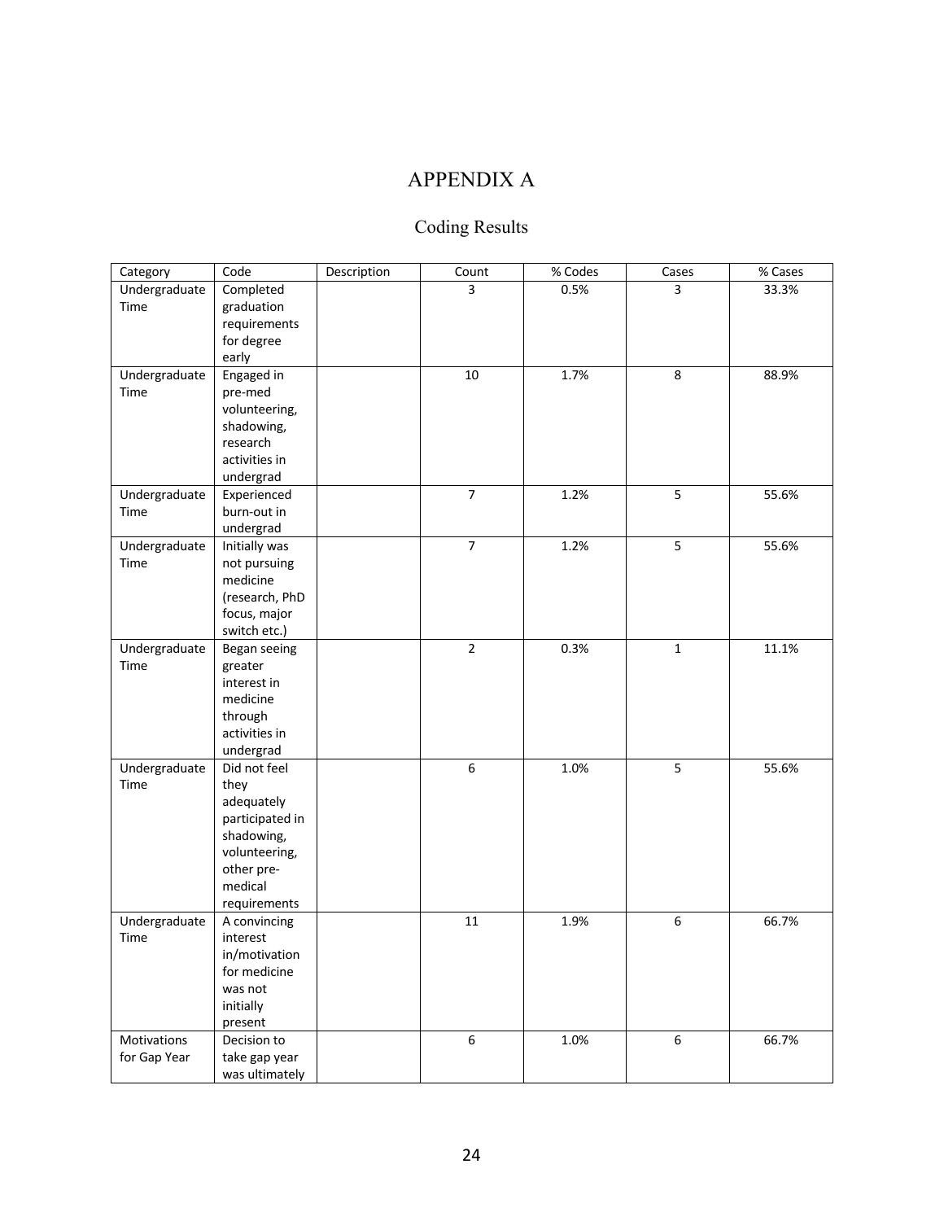# APPENDIX A

## Coding Results

| Category | Code | Description | Count | % Codes | Cases | % Cases |
|---|---|---|---|---|---|---|
| Undergraduate Time | Completed graduation requirements for degree early | | 3 | 0.5% | 3 | 33.3% |
| Undergraduate Time | Engaged in pre-med volunteering, shadowing, research activities in undergrad | | 10 | 1.7% | 8 | 88.9% |
| Undergraduate Time | Experienced burn-out in undergrad | | 7 | 1.2% | 5 | 55.6% |
| Undergraduate Time | Initially was not pursuing medicine (research, PhD focus, major switch etc.) | | 7 | 1.2% | 5 | 55.6% |
| Undergraduate Time | Began seeing greater interest in medicine through activities in undergrad | | 2 | 0.3% | 1 | 11.1% |
| Undergraduate Time | Did not feel they adequately participated in shadowing, volunteering, other pre-medical requirements | | 6 | 1.0% | 5 | 55.6% |
| Undergraduate Time | A convincing interest in/motivation for medicine was not initially present | | 11 | 1.9% | 6 | 66.7% |
| Motivations for Gap Year | Decision to take gap year was ultimately | | 6 | 1.0% | 6 | 66.7% |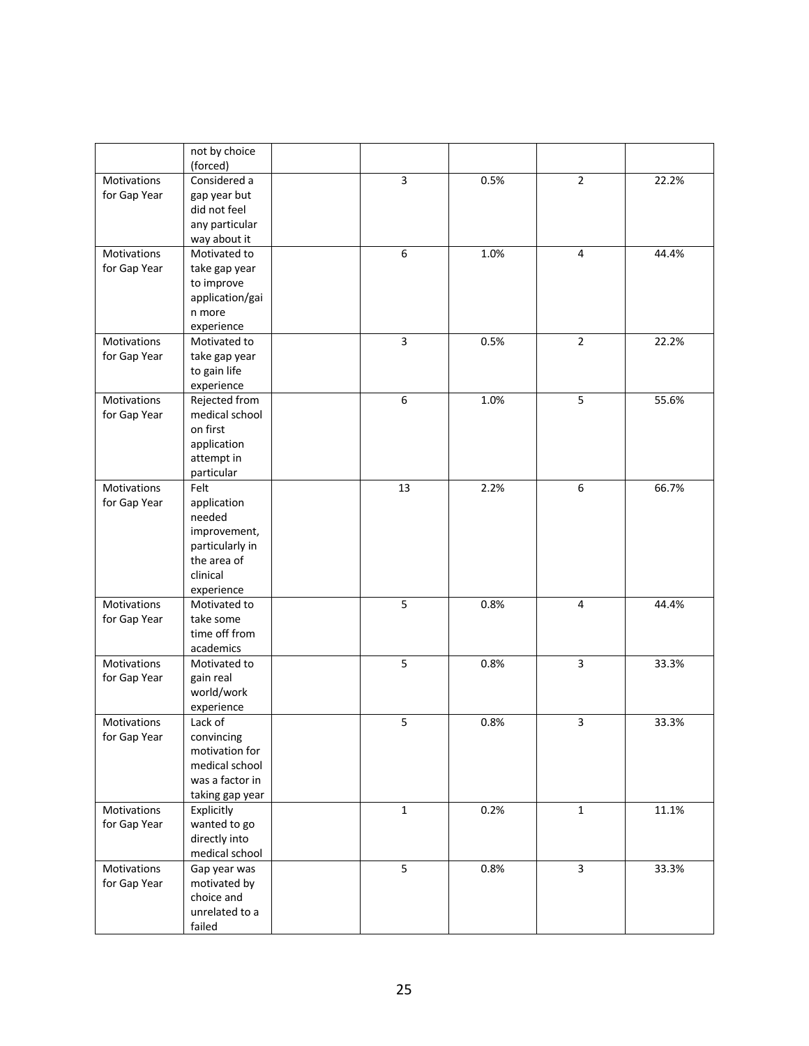| | | | | | | |
|---|---|---|---|---|---|---|
| | not by choice (forced) | | | | | |
| Motivations for Gap Year | Considered a gap year but did not feel any particular way about it | | 3 | 0.5% | 2 | 22.2% |
| Motivations for Gap Year | Motivated to take gap year to improve application/gain more experience | | 6 | 1.0% | 4 | 44.4% |
| Motivations for Gap Year | Motivated to take gap year to gain life experience | | 3 | 0.5% | 2 | 22.2% |
| Motivations for Gap Year | Rejected from medical school on first application attempt in particular | | 6 | 1.0% | 5 | 55.6% |
| Motivations for Gap Year | Felt application needed improvement, particularly in the area of clinical experience | | 13 | 2.2% | 6 | 66.7% |
| Motivations for Gap Year | Motivated to take some time off from academics | | 5 | 0.8% | 4 | 44.4% |
| Motivations for Gap Year | Motivated to gain real world/work experience | | 5 | 0.8% | 3 | 33.3% |
| Motivations for Gap Year | Lack of convincing motivation for medical school was a factor in taking gap year | | 5 | 0.8% | 3 | 33.3% |
| Motivations for Gap Year | Explicitly wanted to go directly into medical school | | 1 | 0.2% | 1 | 11.1% |
| Motivations for Gap Year | Gap year was motivated by choice and unrelated to a failed | | 5 | 0.8% | 3 | 33.3% |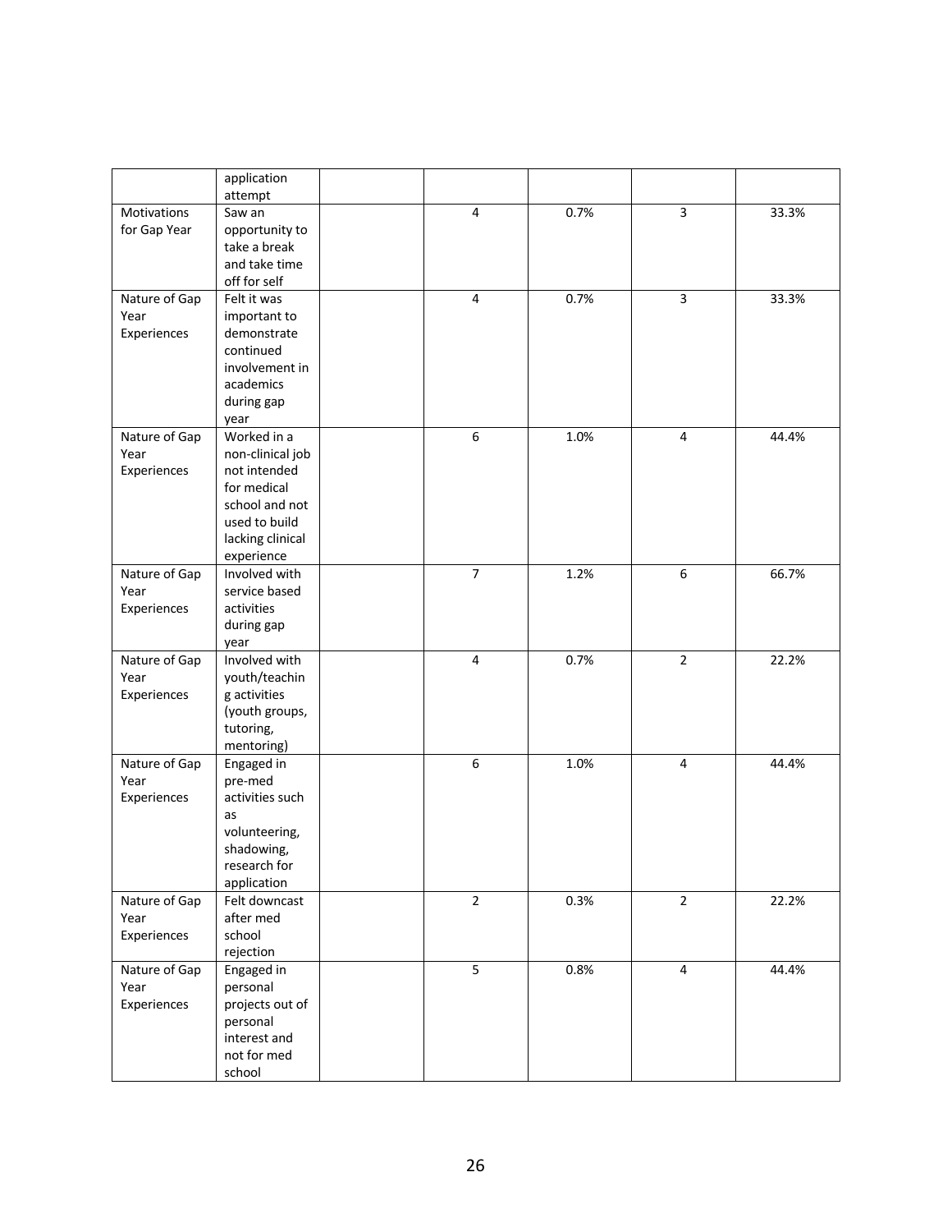| | | | | | | |
|---|---|---|---|---|---|---|
| | application attempt | | | | | |
| Motivations for Gap Year | Saw an opportunity to take a break and take time off for self | | 4 | 0.7% | 3 | 33.3% |
| Nature of Gap Year Experiences | Felt it was important to demonstrate continued involvement in academics during gap year | | 4 | 0.7% | 3 | 33.3% |
| Nature of Gap Year Experiences | Worked in a non-clinical job not intended for medical school and not used to build lacking clinical experience | | 6 | 1.0% | 4 | 44.4% |
| Nature of Gap Year Experiences | Involved with service based activities during gap year | | 7 | 1.2% | 6 | 66.7% |
| Nature of Gap Year Experiences | Involved with youth/teaching activities (youth groups, tutoring, mentoring) | | 4 | 0.7% | 2 | 22.2% |
| Nature of Gap Year Experiences | Engaged in pre-med activities such as volunteering, shadowing, research for application | | 6 | 1.0% | 4 | 44.4% |
| Nature of Gap Year Experiences | Felt downcast after med school rejection | | 2 | 0.3% | 2 | 22.2% |
| Nature of Gap Year Experiences | Engaged in personal projects out of personal interest and not for med school | | 5 | 0.8% | 4 | 44.4% |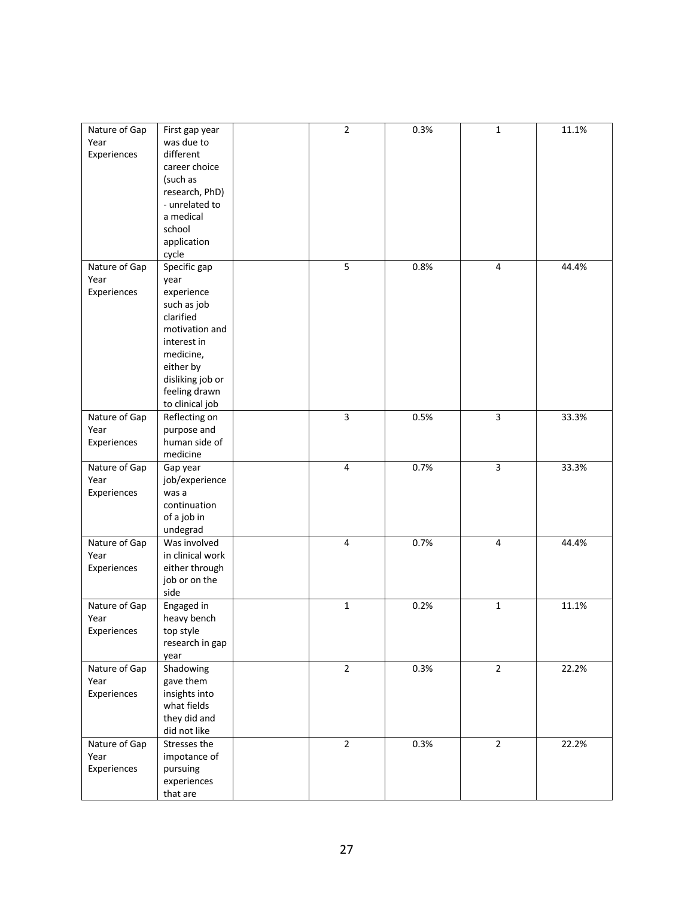| Nature of Gap Year Experiences | First gap year was due to different career choice (such as research, PhD) - unrelated to a medical school application cycle | | 2 | 0.3% | 1 | 11.1% |
|---|---|---|---|---|---|---|
| Nature of Gap Year Experiences | Specific gap year experience such as job clarified motivation and interest in medicine, either by disliking job or feeling drawn to clinical job | | 5 | 0.8% | 4 | 44.4% |
| Nature of Gap Year Experiences | Reflecting on purpose and human side of medicine | | 3 | 0.5% | 3 | 33.3% |
| Nature of Gap Year Experiences | Gap year job/experience was a continuation of a job in undegrad | | 4 | 0.7% | 3 | 33.3% |
| Nature of Gap Year Experiences | Was involved in clinical work either through job or on the side | | 4 | 0.7% | 4 | 44.4% |
| Nature of Gap Year Experiences | Engaged in heavy bench top style research in gap year | | 1 | 0.2% | 1 | 11.1% |
| Nature of Gap Year Experiences | Shadowing gave them insights into what fields they did and did not like | | 2 | 0.3% | 2 | 22.2% |
| Nature of Gap Year Experiences | Stresses the impotance of pursuing experiences that are | | 2 | 0.3% | 2 | 22.2% |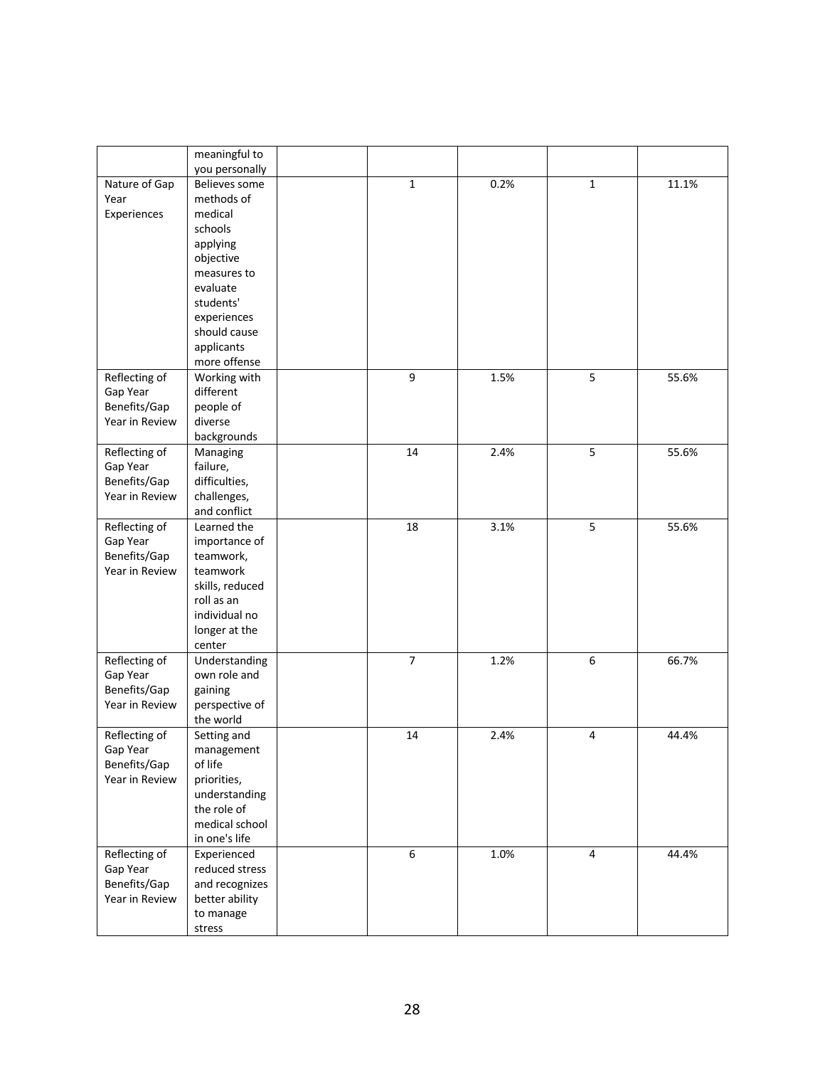| | | | | | | |
|---|---|---|---|---|---|---|
| | meaningful to you personally | | | | | |
| Nature of Gap Year Experiences | Believes some methods of medical schools applying objective measures to evaluate students' experiences should cause applicants more offense | | 1 | 0.2% | 1 | 11.1% |
| Reflecting of Gap Year Benefits/Gap Year in Review | Working with different people of diverse backgrounds | | 9 | 1.5% | 5 | 55.6% |
| Reflecting of Gap Year Benefits/Gap Year in Review | Managing failure, difficulties, challenges, and conflict | | 14 | 2.4% | 5 | 55.6% |
| Reflecting of Gap Year Benefits/Gap Year in Review | Learned the importance of teamwork, teamwork skills, reduced roll as an individual no longer at the center | | 18 | 3.1% | 5 | 55.6% |
| Reflecting of Gap Year Benefits/Gap Year in Review | Understanding own role and gaining perspective of the world | | 7 | 1.2% | 6 | 66.7% |
| Reflecting of Gap Year Benefits/Gap Year in Review | Setting and management of life priorities, understanding the role of medical school in one's life | | 14 | 2.4% | 4 | 44.4% |
| Reflecting of Gap Year Benefits/Gap Year in Review | Experienced reduced stress and recognizes better ability to manage stress | | 6 | 1.0% | 4 | 44.4% |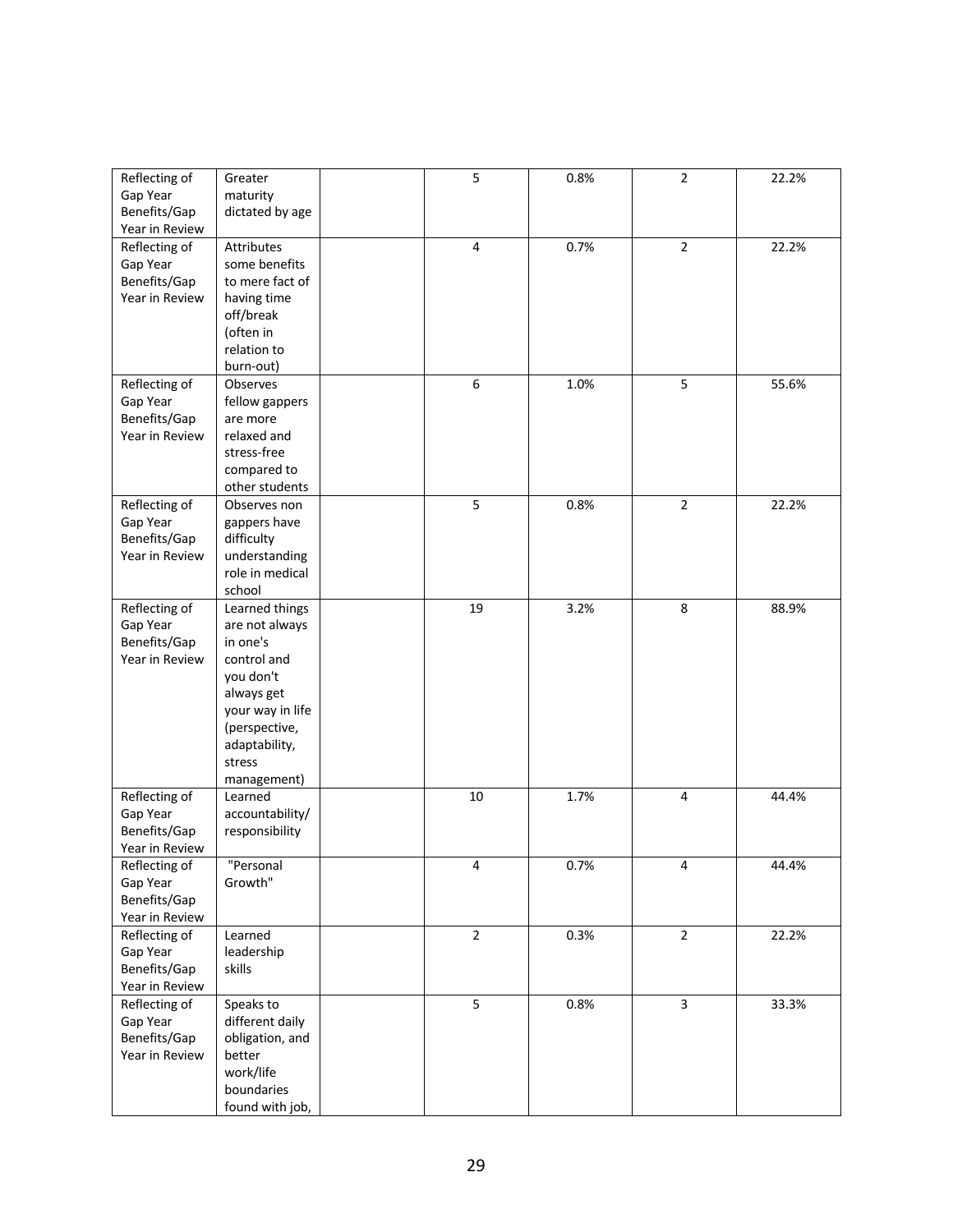| | | | | | | |
|---|---|---|---|---|---|---|
| Reflecting of Gap Year Benefits/Gap Year in Review | Greater maturity dictated by age | | 5 | 0.8% | 2 | 22.2% |
| Reflecting of Gap Year Benefits/Gap Year in Review | Attributes some benefits to mere fact of having time off/break (often in relation to burn-out) | | 4 | 0.7% | 2 | 22.2% |
| Reflecting of Gap Year Benefits/Gap Year in Review | Observes fellow gappers are more relaxed and stress-free compared to other students | | 6 | 1.0% | 5 | 55.6% |
| Reflecting of Gap Year Benefits/Gap Year in Review | Observes non gappers have difficulty understanding role in medical school | | 5 | 0.8% | 2 | 22.2% |
| Reflecting of Gap Year Benefits/Gap Year in Review | Learned things are not always in one's control and you don't always get your way in life (perspective, adaptability, stress management) | | 19 | 3.2% | 8 | 88.9% |
| Reflecting of Gap Year Benefits/Gap Year in Review | Learned accountability/ responsibility | | 10 | 1.7% | 4 | 44.4% |
| Reflecting of Gap Year Benefits/Gap Year in Review | "Personal Growth" | | 4 | 0.7% | 4 | 44.4% |
| Reflecting of Gap Year Benefits/Gap Year in Review | Learned leadership skills | | 2 | 0.3% | 2 | 22.2% |
| Reflecting of Gap Year Benefits/Gap Year in Review | Speaks to different daily obligation, and better work/life boundaries found with job, | | 5 | 0.8% | 3 | 33.3% |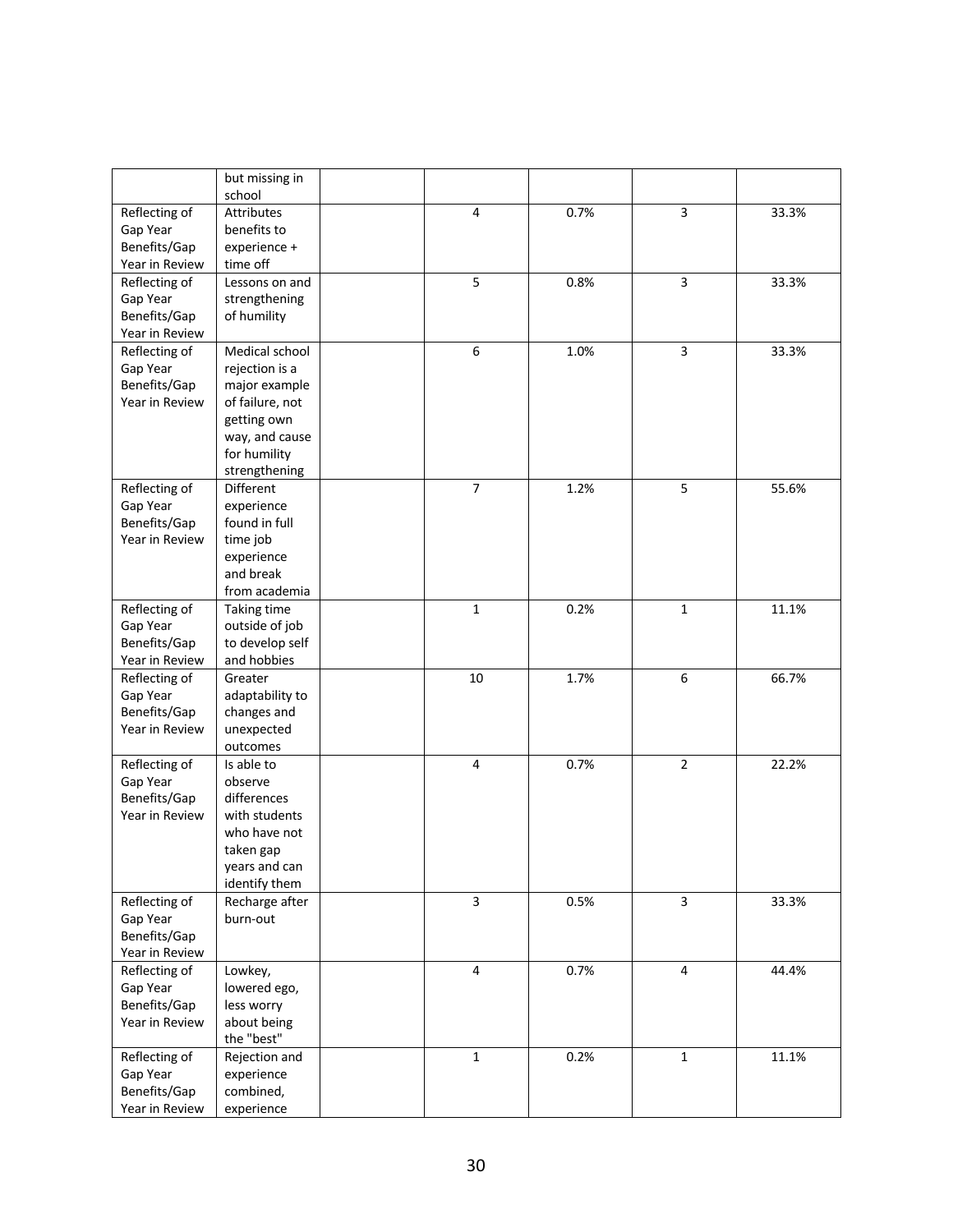| | | | | | | |
|---|---|---|---|---|---|---|
| | but missing in school | | | | | |
| Reflecting of Gap Year Benefits/Gap Year in Review | Attributes benefits to experience + time off | | 4 | 0.7% | 3 | 33.3% |
| Reflecting of Gap Year Benefits/Gap Year in Review | Lessons on and strengthening of humility | | 5 | 0.8% | 3 | 33.3% |
| Reflecting of Gap Year Benefits/Gap Year in Review | Medical school rejection is a major example of failure, not getting own way, and cause for humility strengthening | | 6 | 1.0% | 3 | 33.3% |
| Reflecting of Gap Year Benefits/Gap Year in Review | Different experience found in full time job experience and break from academia | | 7 | 1.2% | 5 | 55.6% |
| Reflecting of Gap Year Benefits/Gap Year in Review | Taking time outside of job to develop self and hobbies | | 1 | 0.2% | 1 | 11.1% |
| Reflecting of Gap Year Benefits/Gap Year in Review | Greater adaptability to changes and unexpected outcomes | | 10 | 1.7% | 6 | 66.7% |
| Reflecting of Gap Year Benefits/Gap Year in Review | Is able to observe differences with students who have not taken gap years and can identify them | | 4 | 0.7% | 2 | 22.2% |
| Reflecting of Gap Year Benefits/Gap Year in Review | Recharge after burn-out | | 3 | 0.5% | 3 | 33.3% |
| Reflecting of Gap Year Benefits/Gap Year in Review | Lowkey, lowered ego, less worry about being the "best" | | 4 | 0.7% | 4 | 44.4% |
| Reflecting of Gap Year Benefits/Gap Year in Review | Rejection and experience combined, experience | | 1 | 0.2% | 1 | 11.1% |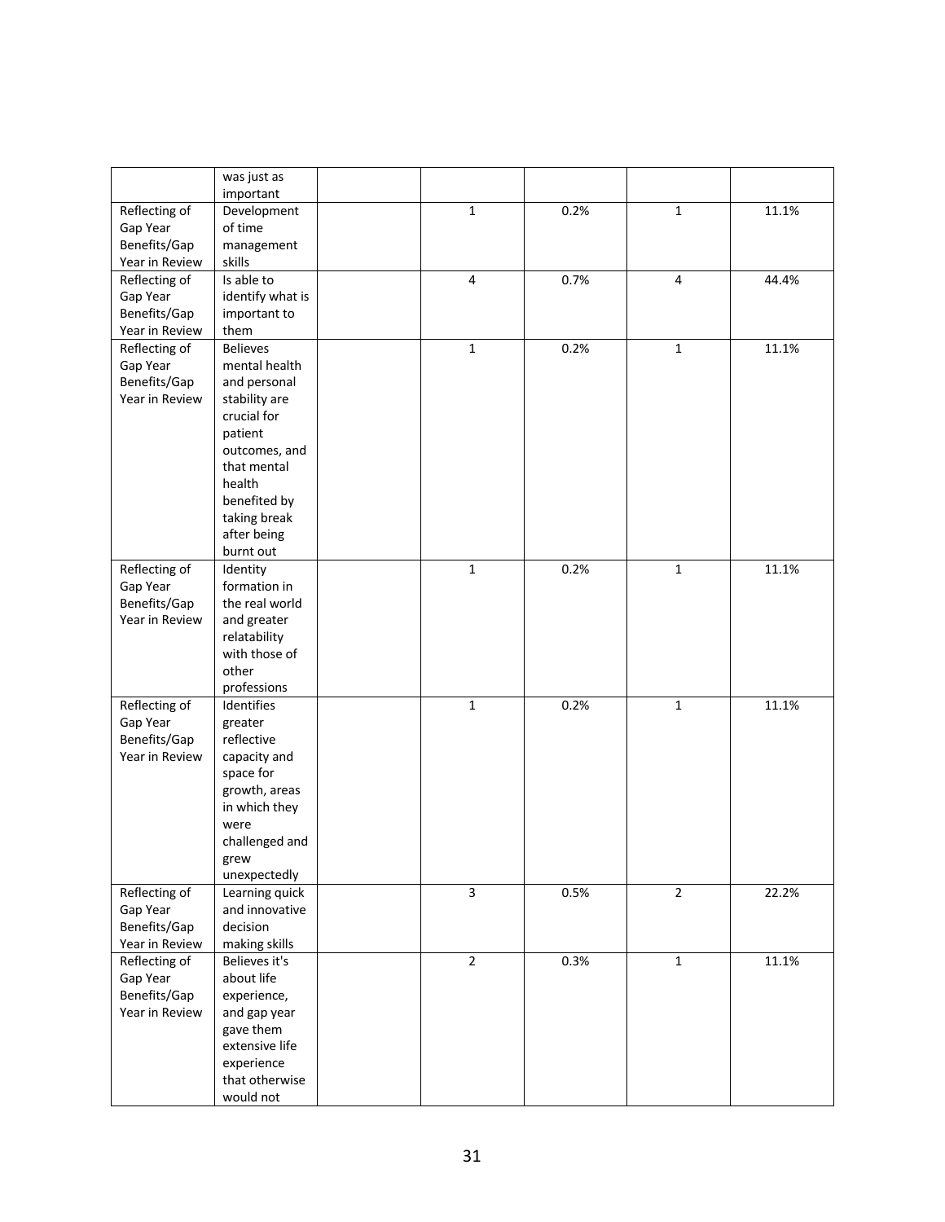| | | | | | | |
|---|---|---|---|---|---|---|
| | was just as important | | | | | |
| Reflecting of Gap Year Benefits/Gap Year in Review | Development of time management skills | | 1 | 0.2% | 1 | 11.1% |
| Reflecting of Gap Year Benefits/Gap Year in Review | Is able to identify what is important to them | | 4 | 0.7% | 4 | 44.4% |
| Reflecting of Gap Year Benefits/Gap Year in Review | Believes mental health and personal stability are crucial for patient outcomes, and that mental health benefited by taking break after being burnt out | | 1 | 0.2% | 1 | 11.1% |
| Reflecting of Gap Year Benefits/Gap Year in Review | Identity formation in the real world and greater relatability with those of other professions | | 1 | 0.2% | 1 | 11.1% |
| Reflecting of Gap Year Benefits/Gap Year in Review | Identifies greater reflective capacity and space for growth, areas in which they were challenged and grew unexpectedly | | 1 | 0.2% | 1 | 11.1% |
| Reflecting of Gap Year Benefits/Gap Year in Review | Learning quick and innovative decision making skills | | 3 | 0.5% | 2 | 22.2% |
| Reflecting of Gap Year Benefits/Gap Year in Review | Believes it's about life experience, and gap year gave them extensive life experience that otherwise would not | | 2 | 0.3% | 1 | 11.1% |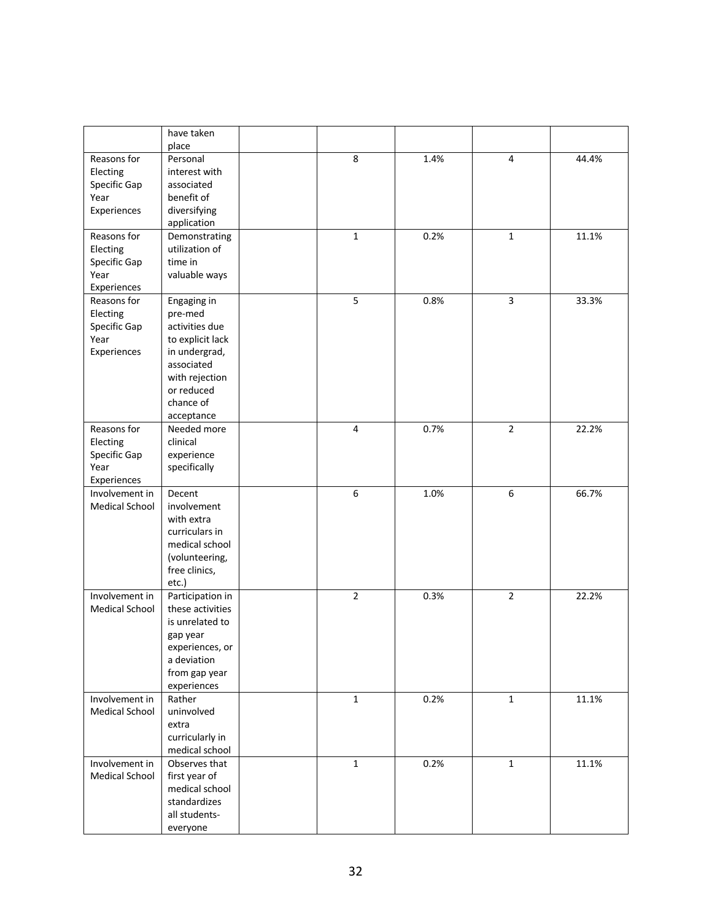| | | | | | | |
|---|---|---|---|---|---|---|
| | have taken place | | | | | |
| Reasons for Electing Specific Gap Year Experiences | Personal interest with associated benefit of diversifying application | | 8 | 1.4% | 4 | 44.4% |
| Reasons for Electing Specific Gap Year Experiences | Demonstrating utilization of time in valuable ways | | 1 | 0.2% | 1 | 11.1% |
| Reasons for Electing Specific Gap Year Experiences | Engaging in pre-med activities due to explicit lack in undergrad, associated with rejection or reduced chance of acceptance | | 5 | 0.8% | 3 | 33.3% |
| Reasons for Electing Specific Gap Year Experiences | Needed more clinical experience specifically | | 4 | 0.7% | 2 | 22.2% |
| Involvement in Medical School | Decent involvement with extra curriculars in medical school (volunteering, free clinics, etc.) | | 6 | 1.0% | 6 | 66.7% |
| Involvement in Medical School | Participation in these activities is unrelated to gap year experiences, or a deviation from gap year experiences | | 2 | 0.3% | 2 | 22.2% |
| Involvement in Medical School | Rather uninvolved extra curricularly in medical school | | 1 | 0.2% | 1 | 11.1% |
| Involvement in Medical School | Observes that first year of medical school standardizes all students- everyone | | 1 | 0.2% | 1 | 11.1% |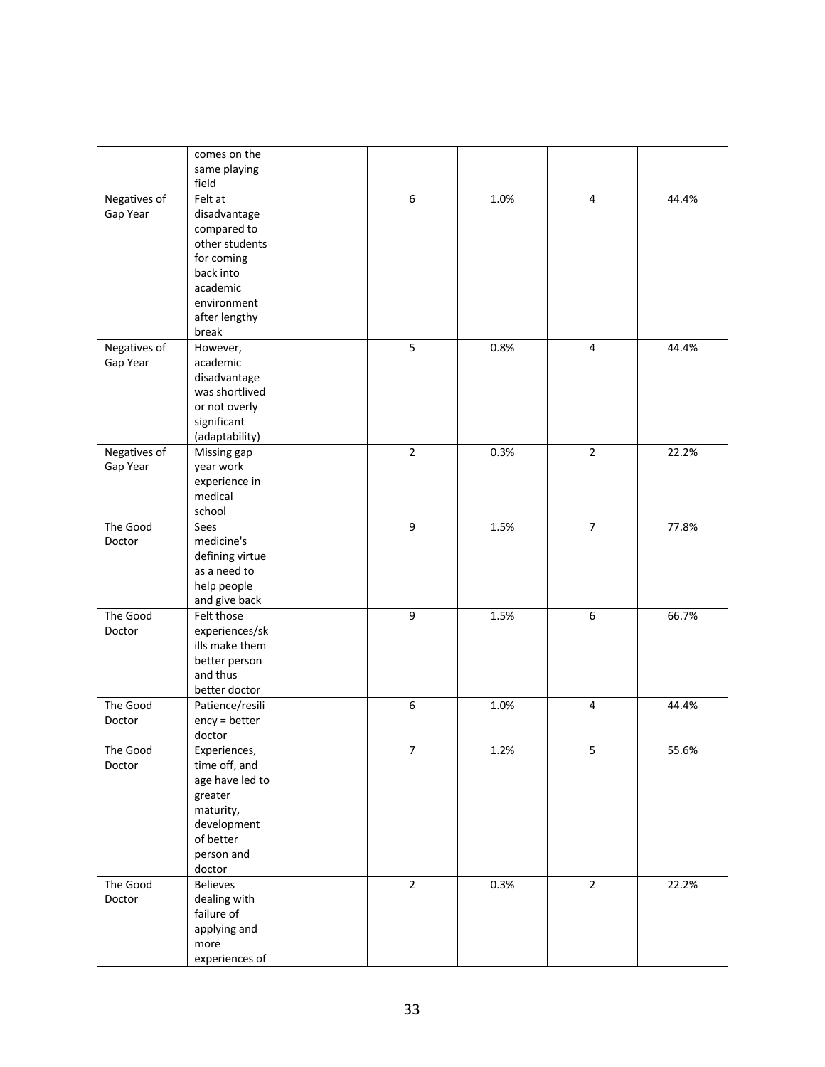| | | | | | | |
|---|---|---|---|---|---|---|
| | comes on the same playing field | | | | | |
| Negatives of Gap Year | Felt at disadvantage compared to other students for coming back into academic environment after lengthy break | | 6 | 1.0% | 4 | 44.4% |
| Negatives of Gap Year | However, academic disadvantage was shortlived or not overly significant (adaptability) | | 5 | 0.8% | 4 | 44.4% |
| Negatives of Gap Year | Missing gap year work experience in medical school | | 2 | 0.3% | 2 | 22.2% |
| The Good Doctor | Sees medicine's defining virtue as a need to help people and give back | | 9 | 1.5% | 7 | 77.8% |
| The Good Doctor | Felt those experiences/skills make them better person and thus better doctor | | 9 | 1.5% | 6 | 66.7% |
| The Good Doctor | Patience/resiliency = better doctor | | 6 | 1.0% | 4 | 44.4% |
| The Good Doctor | Experiences, time off, and age have led to greater maturity, development of better person and doctor | | 7 | 1.2% | 5 | 55.6% |
| The Good Doctor | Believes dealing with failure of applying and more experiences of | | 2 | 0.3% | 2 | 22.2% |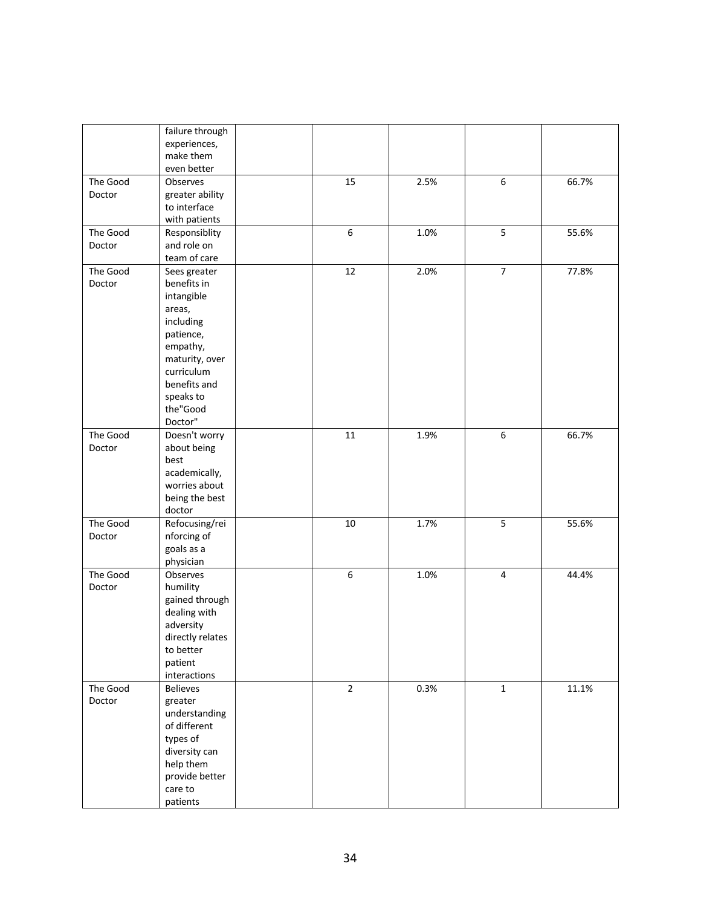| | | | | | | |
|---|---|---|---|---|---|---|
| | failure through experiences, make them even better | | | | | |
| The Good Doctor | Observes greater ability to interface with patients | | 15 | 2.5% | 6 | 66.7% |
| The Good Doctor | Responsiblity and role on team of care | | 6 | 1.0% | 5 | 55.6% |
| The Good Doctor | Sees greater benefits in intangible areas, including patience, empathy, maturity, over curriculum benefits and speaks to the"Good Doctor" | | 12 | 2.0% | 7 | 77.8% |
| The Good Doctor | Doesn't worry about being best academically, worries about being the best doctor | | 11 | 1.9% | 6 | 66.7% |
| The Good Doctor | Refocusing/reinforcing of goals as a physician | | 10 | 1.7% | 5 | 55.6% |
| The Good Doctor | Observes humility gained through dealing with adversity directly relates to better patient interactions | | 6 | 1.0% | 4 | 44.4% |
| The Good Doctor | Believes greater understanding of different types of diversity can help them provide better care to patients | | 2 | 0.3% | 1 | 11.1% |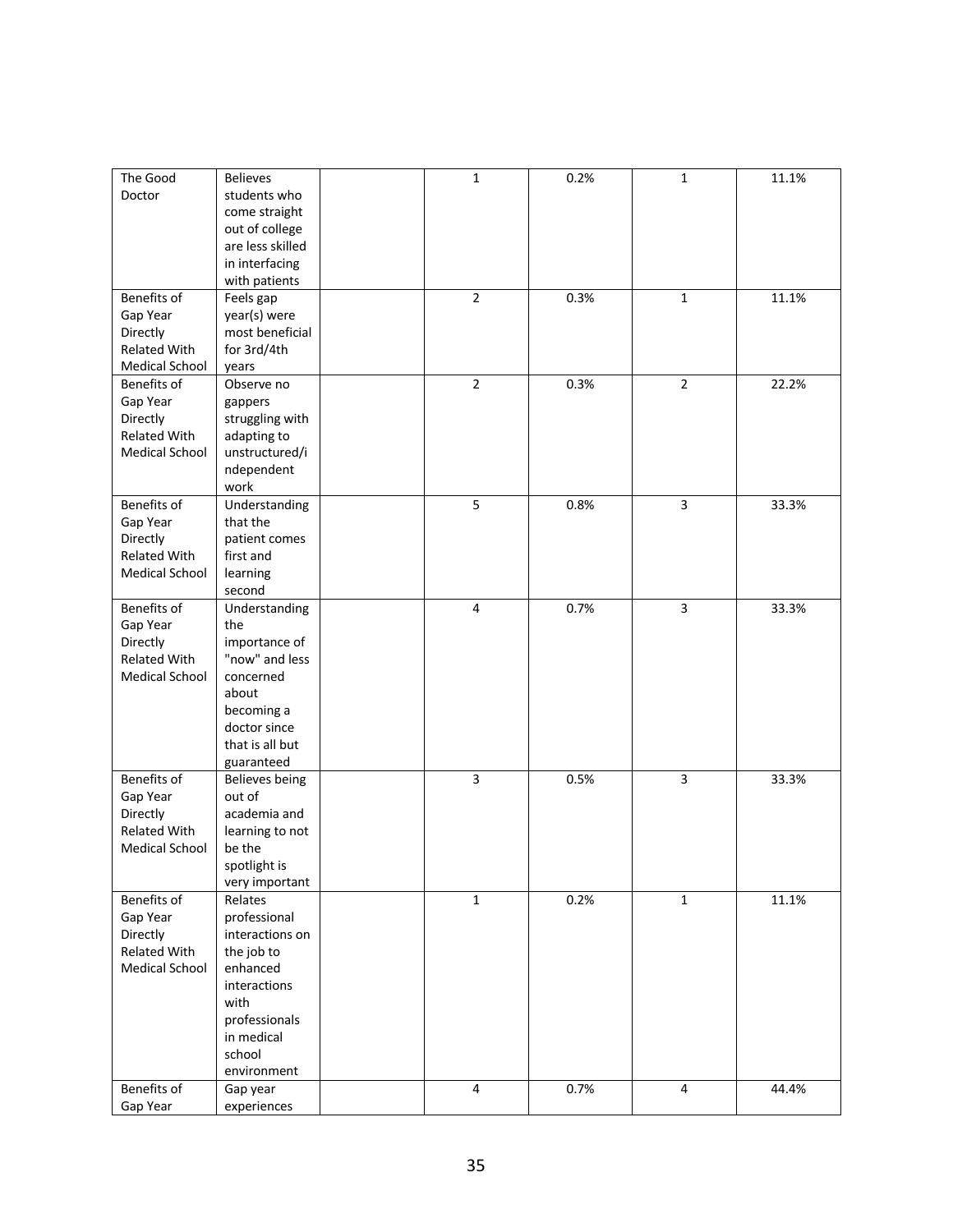| The Good Doctor | Believes students who come straight out of college are less skilled in interfacing with patients | | 1 | 0.2% | 1 | 11.1% |
|---|---|---|---|---|---|---|
| Benefits of Gap Year Directly Related With Medical School | Feels gap year(s) were most beneficial for 3rd/4th years | | 2 | 0.3% | 1 | 11.1% |
| Benefits of Gap Year Directly Related With Medical School | Observe no gappers struggling with adapting to unstructured/independent work | | 2 | 0.3% | 2 | 22.2% |
| Benefits of Gap Year Directly Related With Medical School | Understanding that the patient comes first and learning second | | 5 | 0.8% | 3 | 33.3% |
| Benefits of Gap Year Directly Related With Medical School | Understanding the importance of "now" and less concerned about becoming a doctor since that is all but guaranteed | | 4 | 0.7% | 3 | 33.3% |
| Benefits of Gap Year Directly Related With Medical School | Believes being out of academia and learning to not be the spotlight is very important | | 3 | 0.5% | 3 | 33.3% |
| Benefits of Gap Year Directly Related With Medical School | Relates professional interactions on the job to enhanced interactions with professionals in medical school environment | | 1 | 0.2% | 1 | 11.1% |
| Benefits of Gap Year | Gap year experiences | | 4 | 0.7% | 4 | 44.4% |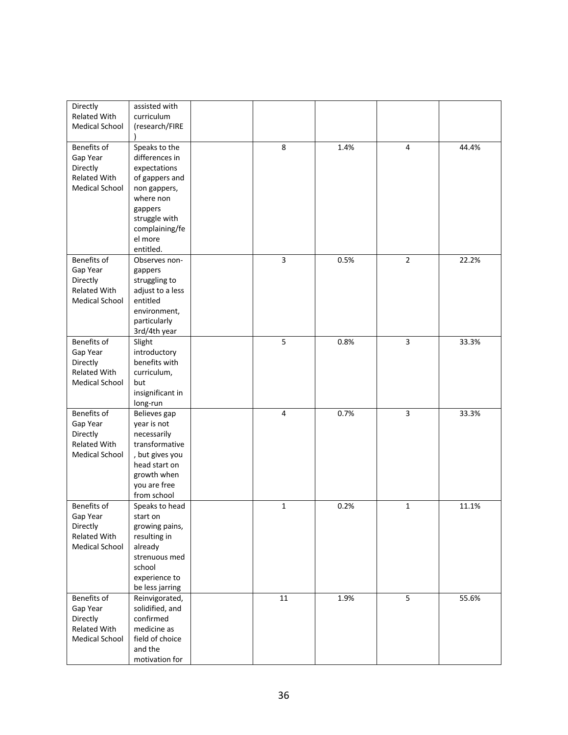| | | | | | | |
|---|---|---|---|---|---|---|
| Directly Related With Medical School | assisted with curriculum (research/FIRE) | | | | | |
| Benefits of Gap Year Directly Related With Medical School | Speaks to the differences in expectations of gappers and non gappers, where non gappers struggle with complaining/feel more entitled. | | 8 | 1.4% | 4 | 44.4% |
| Benefits of Gap Year Directly Related With Medical School | Observes non-gappers struggling to adjust to a less entitled environment, particularly 3rd/4th year | | 3 | 0.5% | 2 | 22.2% |
| Benefits of Gap Year Directly Related With Medical School | Slight introductory benefits with curriculum, but insignificant in long-run | | 5 | 0.8% | 3 | 33.3% |
| Benefits of Gap Year Directly Related With Medical School | Believes gap year is not necessarily transformative, but gives you head start on growth when you are free from school | | 4 | 0.7% | 3 | 33.3% |
| Benefits of Gap Year Directly Related With Medical School | Speaks to head start on growing pains, resulting in already strenuous med school experience to be less jarring | | 1 | 0.2% | 1 | 11.1% |
| Benefits of Gap Year Directly Related With Medical School | Reinvigorated, solidified, and confirmed medicine as field of choice and the motivation for | | 11 | 1.9% | 5 | 55.6% |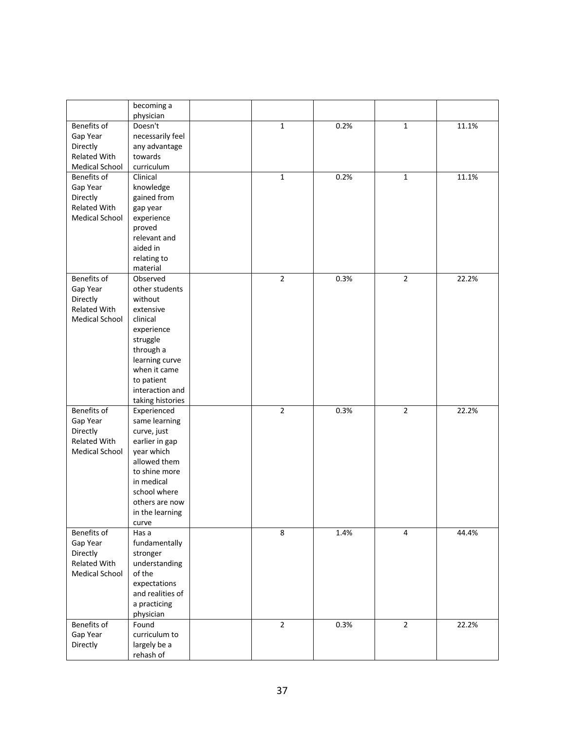| | | | | | | |
|---|---|---|---|---|---|---|
| | becoming a physician | | | | | |
| Benefits of Gap Year Directly Related With Medical School | Doesn't necessarily feel any advantage towards curriculum | | 1 | 0.2% | 1 | 11.1% |
| Benefits of Gap Year Directly Related With Medical School | Clinical knowledge gained from gap year experience proved relevant and aided in relating to material | | 1 | 0.2% | 1 | 11.1% |
| Benefits of Gap Year Directly Related With Medical School | Observed other students without extensive clinical experience struggle through a learning curve when it came to patient interaction and taking histories | | 2 | 0.3% | 2 | 22.2% |
| Benefits of Gap Year Directly Related With Medical School | Experienced same learning curve, just earlier in gap year which allowed them to shine more in medical school where others are now in the learning curve | | 2 | 0.3% | 2 | 22.2% |
| Benefits of Gap Year Directly Related With Medical School | Has a fundamentally stronger understanding of the expectations and realities of a practicing physician | | 8 | 1.4% | 4 | 44.4% |
| Benefits of Gap Year Directly | Found curriculum to largely be a rehash of | | 2 | 0.3% | 2 | 22.2% |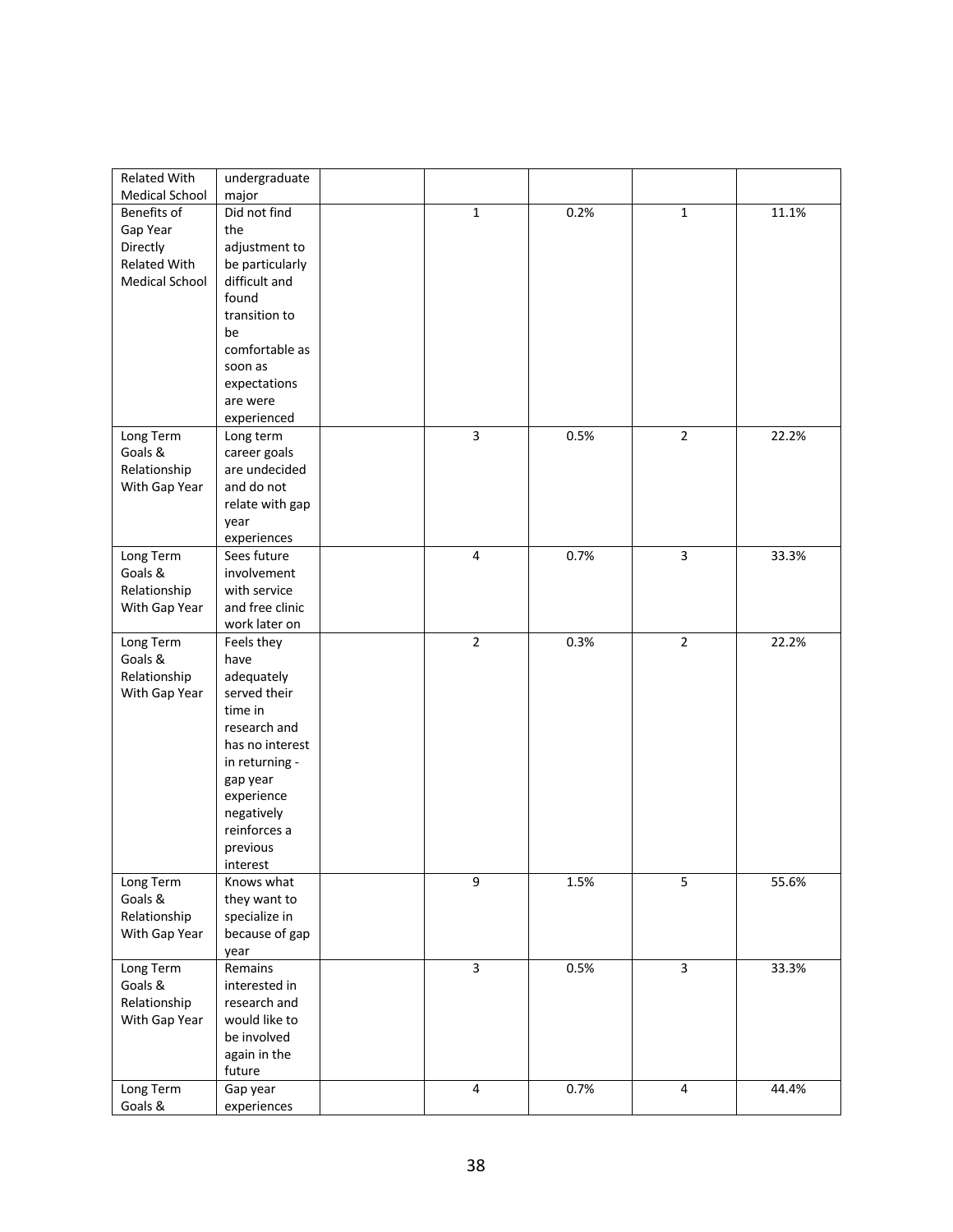| | | | | | | |
|---|---|---|---|---|---|---|
| Related With Medical School | undergraduate major | | | | | |
| Benefits of Gap Year Directly Related With Medical School | Did not find the adjustment to be particularly difficult and found transition to be comfortable as soon as expectations are were experienced | | 1 | 0.2% | 1 | 11.1% |
| Long Term Goals & Relationship With Gap Year | Long term career goals are undecided and do not relate with gap year experiences | | 3 | 0.5% | 2 | 22.2% |
| Long Term Goals & Relationship With Gap Year | Sees future involvement with service and free clinic work later on | | 4 | 0.7% | 3 | 33.3% |
| Long Term Goals & Relationship With Gap Year | Feels they have adequately served their time in research and has no interest in returning - gap year experience negatively reinforces a previous interest | | 2 | 0.3% | 2 | 22.2% |
| Long Term Goals & Relationship With Gap Year | Knows what they want to specialize in because of gap year | | 9 | 1.5% | 5 | 55.6% |
| Long Term Goals & Relationship With Gap Year | Remains interested in research and would like to be involved again in the future | | 3 | 0.5% | 3 | 33.3% |
| Long Term Goals & | Gap year experiences | | 4 | 0.7% | 4 | 44.4% |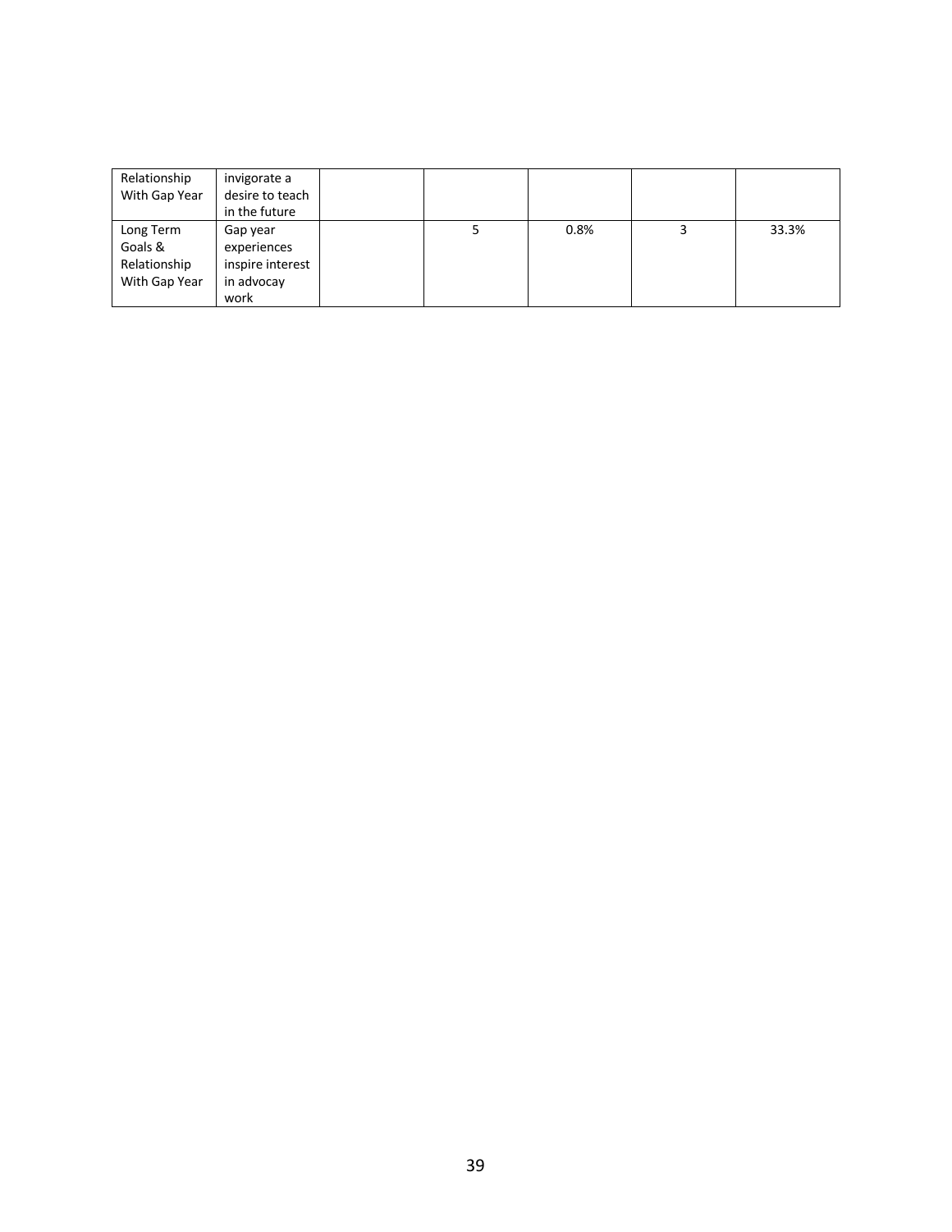| | | | | | | |
|---|---|---|---|---|---|---|
| Relationship With Gap Year | invigorate a desire to teach in the future | | | | | |
| Long Term Goals & Relationship With Gap Year | Gap year experiences inspire interest in advocay work | | 5 | 0.8% | 3 | 33.3% |